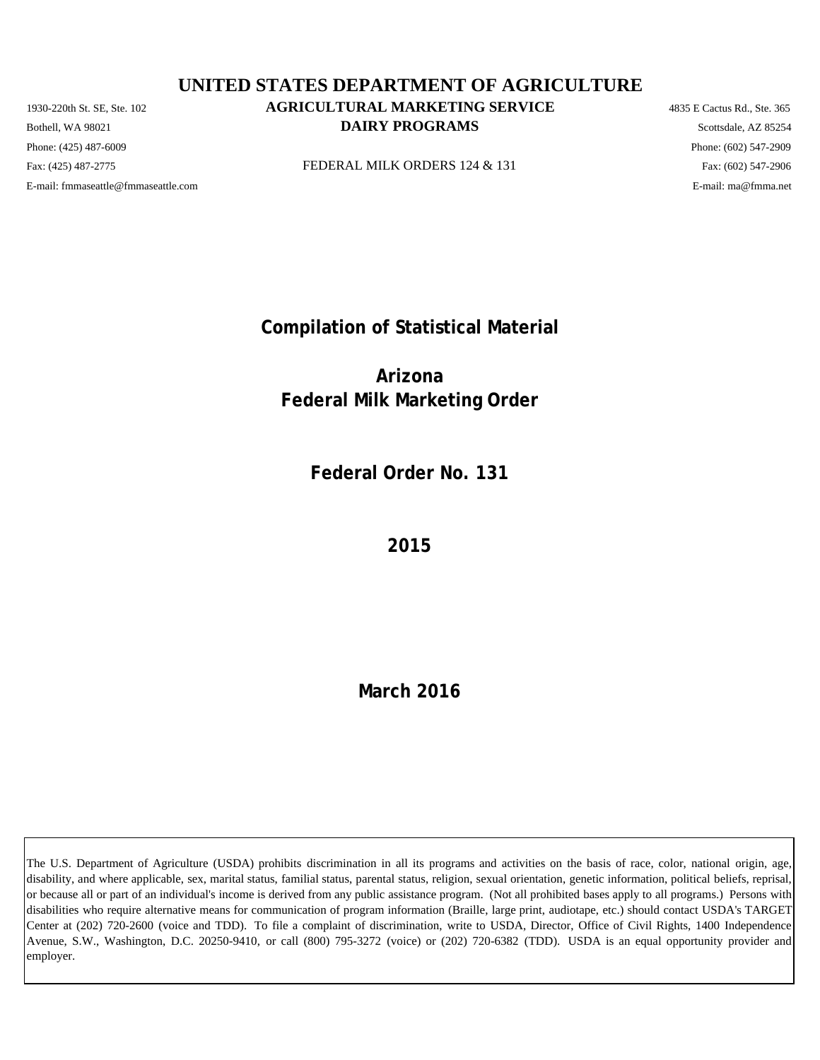# UNITED STATES DEPARTMENT OF AGRICULTURE

## AGRICULTURAL MARKETING SERVICE

## DAIRY PROGRAMS

1930-220th St. SE, Ste. 102
Bothell, WA 98021
Phone: (425) 487-6009
Fax: (425) 487-2775
E-mail: fmmaseattle@fmmaseattle.com

4835 E Cactus Rd., Ste. 365
Scottsdale, AZ 85254
Phone: (602) 547-2909
Fax: (602) 547-2906
E-mail: ma@fmma.net

FEDERAL MILK ORDERS 124 & 131

# Compilation of Statistical Material

# Arizona Federal Milk Marketing Order

# Federal Order No. 131

# 2015

**March 2016**

The U.S. Department of Agriculture (USDA) prohibits discrimination in all its programs and activities on the basis of race, color, national origin, age, disability, and where applicable, sex, marital status, familial status, parental status, religion, sexual orientation, genetic information, political beliefs, reprisal, or because all or part of an individual's income is derived from any public assistance program. (Not all prohibited bases apply to all programs.) Persons with disabilities who require alternative means for communication of program information (Braille, large print, audiotape, etc.) should contact USDA's TARGET Center at (202) 720-2600 (voice and TDD). To file a complaint of discrimination, write to USDA, Director, Office of Civil Rights, 1400 Independence Avenue, S.W., Washington, D.C. 20250-9410, or call (800) 795-3272 (voice) or (202) 720-6382 (TDD). USDA is an equal opportunity provider and employer.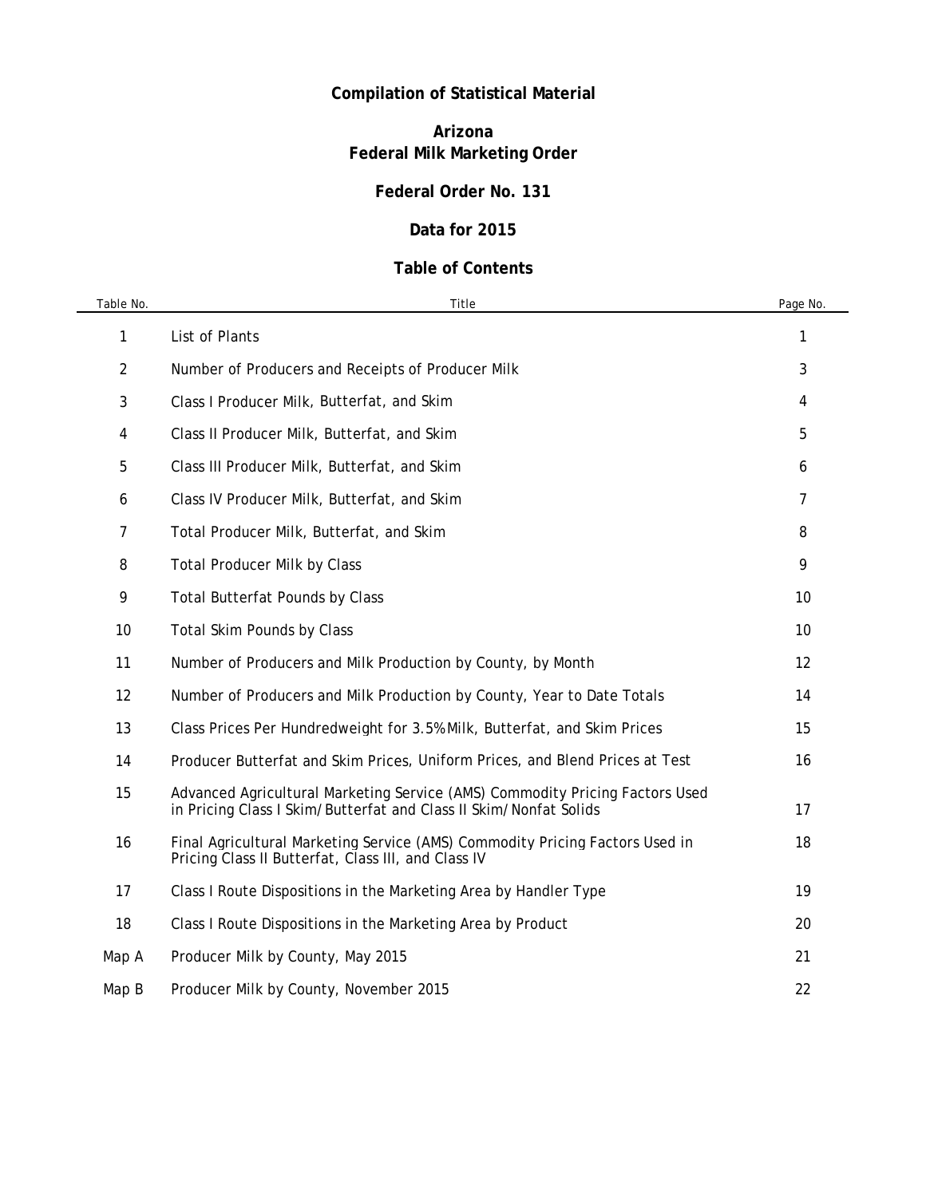# Compilation of Statistical Material

## Arizona
## Federal Milk Marketing Order

## Federal Order No. 131

## Data for 2015

## Table of Contents

| Table No. | Title | Page No. |
|---|---|---|
| 1 | List of Plants | 1 |
| 2 | Number of Producers and Receipts of Producer Milk | 3 |
| 3 | Class I Producer Milk, Butterfat, and Skim | 4 |
| 4 | Class II Producer Milk, Butterfat, and Skim | 5 |
| 5 | Class III Producer Milk, Butterfat, and Skim | 6 |
| 6 | Class IV Producer Milk, Butterfat, and Skim | 7 |
| 7 | Total Producer Milk, Butterfat, and Skim | 8 |
| 8 | Total Producer Milk by Class | 9 |
| 9 | Total Butterfat Pounds by Class | 10 |
| 10 | Total Skim Pounds by Class | 10 |
| 11 | Number of Producers and Milk Production by County, by Month | 12 |
| 12 | Number of Producers and Milk Production by County, Year to Date Totals | 14 |
| 13 | Class Prices Per Hundredweight for 3.5% Milk, Butterfat, and Skim Prices | 15 |
| 14 | Producer Butterfat and Skim Prices, Uniform Prices, and Blend Prices at Test | 16 |
| 15 | Advanced Agricultural Marketing Service (AMS) Commodity Pricing Factors Used in Pricing Class I Skim/Butterfat and Class II Skim/Nonfat Solids | 17 |
| 16 | Final Agricultural Marketing Service (AMS) Commodity Pricing Factors Used in Pricing Class II Butterfat, Class III, and Class IV | 18 |
| 17 | Class I Route Dispositions in the Marketing Area by Handler Type | 19 |
| 18 | Class I Route Dispositions in the Marketing Area by Product | 20 |
| Map A | Producer Milk by County, May 2015 | 21 |
| Map B | Producer Milk by County, November 2015 | 22 |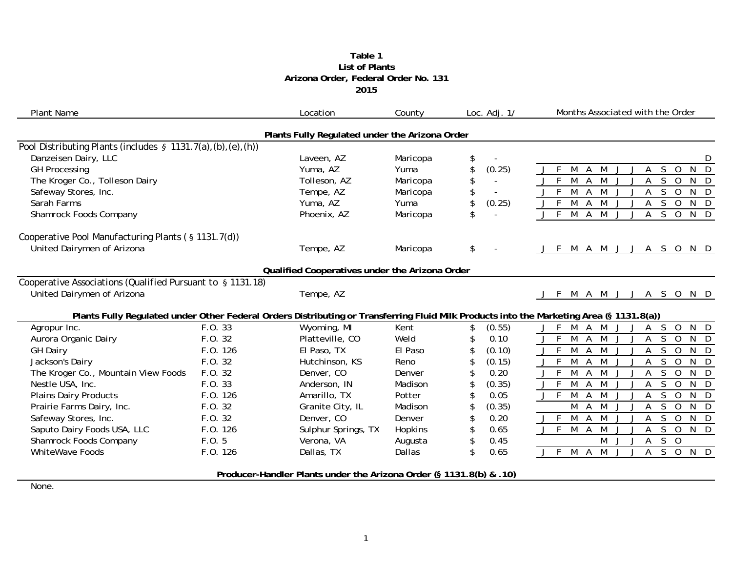**Table 1**
**List of Plants**
**Arizona Order, Federal Order No. 131**
**2015**

| Plant Name | | Location | County | Loc. Adj. 1/ | Months Associated with the Order |
|---|---|---|---|---|---|
| **Plants Fully Regulated under the Arizona Order** | | | | | |
| Pool Distributing Plants (includes § 1131.7(a),(b),(e),(h)) | | | | | |
| Danzeisen Dairy, LLC | | Laveen, AZ | Maricopa | $ - | D |
| GH Processing | | Yuma, AZ | Yuma | $ (0.25) | J F M A M J J A S O N D |
| The Kroger Co., Tolleson Dairy | | Tolleson, AZ | Maricopa | $ - | J F M A M J J A S O N D |
| Safeway Stores, Inc. | | Tempe, AZ | Maricopa | $ - | J F M A M J J A S O N D |
| Sarah Farms | | Yuma, AZ | Yuma | $ (0.25) | J F M A M J J A S O N D |
| Shamrock Foods Company | | Phoenix, AZ | Maricopa | $ - | J F M A M J J A S O N D |
| Cooperative Pool Manufacturing Plants (§ 1131.7(d)) | | | | | |
| United Dairymen of Arizona | | Tempe, AZ | Maricopa | $ - | J F M A M J J A S O N D |
| **Qualified Cooperatives under the Arizona Order** | | | | | |
| Cooperative Associations (Qualified Pursuant to § 1131.18) | | | | | |
| United Dairymen of Arizona | | Tempe, AZ | | | J F M A M J J A S O N D |
| **Plants Fully Regulated under Other Federal Orders Distributing or Transferring Fluid Milk Products into the Marketing Area (§ 1131.8(a))** | | | | | |
| Agropur Inc. | F.O. 33 | Wyoming, MI | Kent | $ (0.55) | J F M A M J J A S O N D |
| Aurora Organic Dairy | F.O. 32 | Platteville, CO | Weld | $ 0.10 | J F M A M J J A S O N D |
| GH Dairy | F.O. 126 | El Paso, TX | El Paso | $ (0.10) | J F M A M J J A S O N D |
| Jackson's Dairy | F.O. 32 | Hutchinson, KS | Reno | $ (0.15) | J F M A M J J A S O N D |
| The Kroger Co., Mountain View Foods | F.O. 32 | Denver, CO | Denver | $ 0.20 | J F M A M J J A S O N D |
| Nestle USA, Inc. | F.O. 33 | Anderson, IN | Madison | $ (0.35) | J F M A M J J A S O N D |
| Plains Dairy Products | F.O. 126 | Amarillo, TX | Potter | $ 0.05 | J F M A M J J A S O N D |
| Prairie Farms Dairy, Inc. | F.O. 32 | Granite City, IL | Madison | $ (0.35) | M A M J J A S O N D |
| Safeway Stores, Inc. | F.O. 32 | Denver, CO | Denver | $ 0.20 | J F M A M J J A S O N D |
| Saputo Dairy Foods USA, LLC | F.O. 126 | Sulphur Springs, TX | Hopkins | $ 0.65 | J F M A M J J A S O N D |
| Shamrock Foods Company | F.O. 5 | Verona, VA | Augusta | $ 0.45 | M J J A S O |
| WhiteWave Foods | F.O. 126 | Dallas, TX | Dallas | $ 0.65 | J F M A M J J A S O N D |
| **Producer-Handler Plants under the Arizona Order (§ 1131.8(b) & .10)** | | | | | |
| None. | | | | | |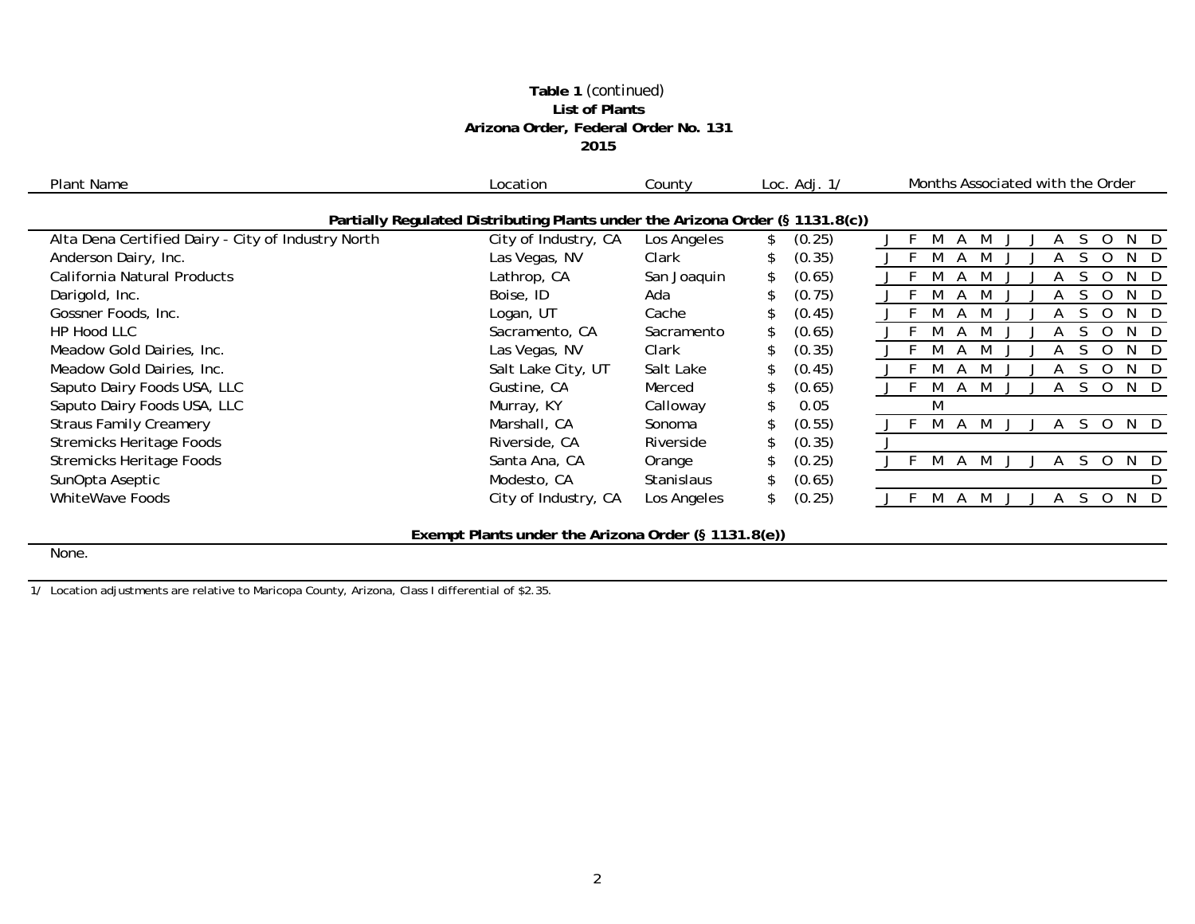**Table 1** *(continued)*
**List of Plants**
**Arizona Order, Federal Order No. 131**
**2015**

| Plant Name | Location | County | Loc. Adj. 1/ | Months Associated with the Order |
|---|---|---|---|---|
| **Partially Regulated Distributing Plants under the Arizona Order (§ 1131.8(c))** | | | | |
| Alta Dena Certified Dairy - City of Industry North | City of Industry, CA | Los Angeles | $ (0.25) | J F M A M J J A S O N D |
| Anderson Dairy, Inc. | Las Vegas, NV | Clark | $ (0.35) | J F M A M J J A S O N D |
| California Natural Products | Lathrop, CA | San Joaquin | $ (0.65) | J F M A M J J A S O N D |
| Darigold, Inc. | Boise, ID | Ada | $ (0.75) | J F M A M J J A S O N D |
| Gossner Foods, Inc. | Logan, UT | Cache | $ (0.45) | J F M A M J J A S O N D |
| HP Hood LLC | Sacramento, CA | Sacramento | $ (0.65) | J F M A M J J A S O N D |
| Meadow Gold Dairies, Inc. | Las Vegas, NV | Clark | $ (0.35) | J F M A M J J A S O N D |
| Meadow Gold Dairies, Inc. | Salt Lake City, UT | Salt Lake | $ (0.45) | J F M A M J J A S O N D |
| Saputo Dairy Foods USA, LLC | Gustine, CA | Merced | $ (0.65) | J F M A M J J A S O N D |
| Saputo Dairy Foods USA, LLC | Murray, KY | Calloway | $ 0.05 | M |
| Straus Family Creamery | Marshall, CA | Sonoma | $ (0.55) | J F M A M J J A S O N D |
| Stremicks Heritage Foods | Riverside, CA | Riverside | $ (0.35) | J |
| Stremicks Heritage Foods | Santa Ana, CA | Orange | $ (0.25) | J F M A M J J A S O N D |
| SunOpta Aseptic | Modesto, CA | Stanislaus | $ (0.65) | D |
| WhiteWave Foods | City of Industry, CA | Los Angeles | $ (0.25) | J F M A M J J A S O N D |
| **Exempt Plants under the Arizona Order (§ 1131.8(e))** | | | | |
| None. | | | | |

1/ Location adjustments are relative to Maricopa County, Arizona, Class I differential of $2.35.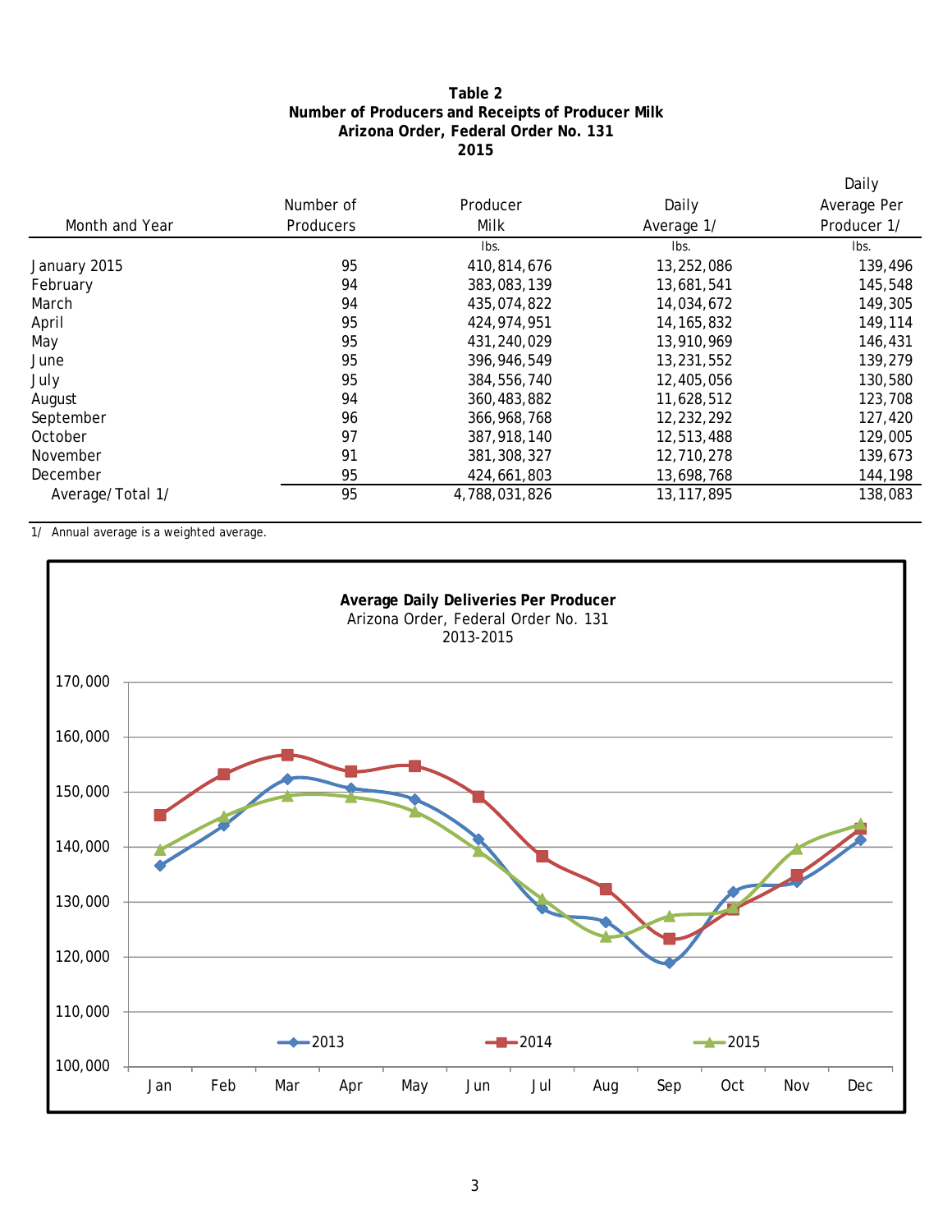**Table 2**
**Number of Producers and Receipts of Producer Milk**
**Arizona Order, Federal Order No. 131**
**2015**

| Month and Year | Number of Producers | Producer Milk | Daily Average 1/ | Daily Average Per Producer 1/ |
|---|---|---|---|---|
| | | lbs. | lbs. | lbs. |
| January 2015 | 95 | 410,814,676 | 13,252,086 | 139,496 |
| February | 94 | 383,083,139 | 13,681,541 | 145,548 |
| March | 94 | 435,074,822 | 14,034,672 | 149,305 |
| April | 95 | 424,974,951 | 14,165,832 | 149,114 |
| May | 95 | 431,240,029 | 13,910,969 | 146,431 |
| June | 95 | 396,946,549 | 13,231,552 | 139,279 |
| July | 95 | 384,556,740 | 12,405,056 | 130,580 |
| August | 94 | 360,483,882 | 11,628,512 | 123,708 |
| September | 96 | 366,968,768 | 12,232,292 | 127,420 |
| October | 97 | 387,918,140 | 12,513,488 | 129,005 |
| November | 91 | 381,308,327 | 12,710,278 | 139,673 |
| December | 95 | 424,661,803 | 13,698,768 | 144,198 |
| Average/Total 1/ | 95 | 4,788,031,826 | 13,117,895 | 138,083 |

1/ Annual average is a weighted average.

**Average Daily Deliveries Per Producer**
Arizona Order, Federal Order No. 131
2013-2015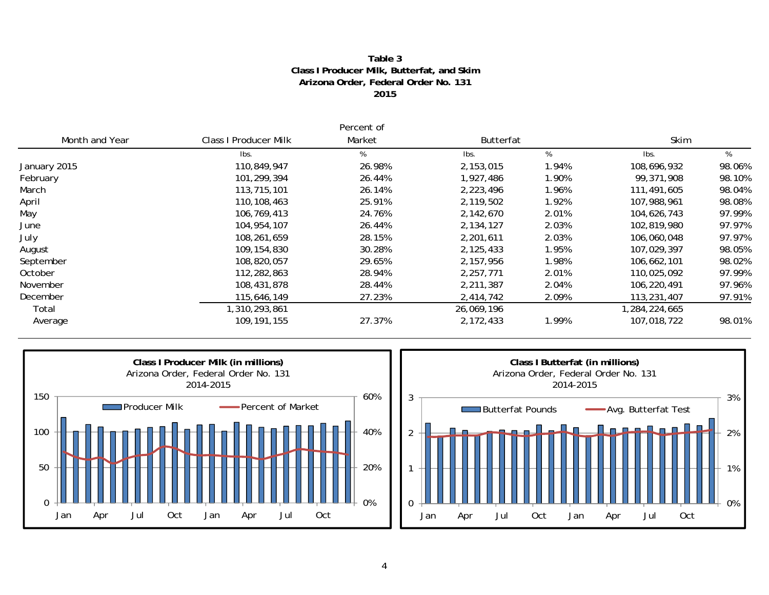**Table 3**
**Class I Producer Milk, Butterfat, and Skim**
**Arizona Order, Federal Order No. 131**
**2015**

| Month and Year | Class I Producer Milk | Percent of Market | Butterfat | | Skim | |
|---|---|---|---|---|---|---|
| | lbs. | % | lbs. | % | lbs. | % |
| January 2015 | 110,849,947 | 26.98% | 2,153,015 | 1.94% | 108,696,932 | 98.06% |
| February | 101,299,394 | 26.44% | 1,927,486 | 1.90% | 99,371,908 | 98.10% |
| March | 113,715,101 | 26.14% | 2,223,496 | 1.96% | 111,491,605 | 98.04% |
| April | 110,108,463 | 25.91% | 2,119,502 | 1.92% | 107,988,961 | 98.08% |
| May | 106,769,413 | 24.76% | 2,142,670 | 2.01% | 104,626,743 | 97.99% |
| June | 104,954,107 | 26.44% | 2,134,127 | 2.03% | 102,819,980 | 97.97% |
| July | 108,261,659 | 28.15% | 2,201,611 | 2.03% | 106,060,048 | 97.97% |
| August | 109,154,830 | 30.28% | 2,125,433 | 1.95% | 107,029,397 | 98.05% |
| September | 108,820,057 | 29.65% | 2,157,956 | 1.98% | 106,662,101 | 98.02% |
| October | 112,282,863 | 28.94% | 2,257,771 | 2.01% | 110,025,092 | 97.99% |
| November | 108,431,878 | 28.44% | 2,211,387 | 2.04% | 106,220,491 | 97.96% |
| December | 115,646,149 | 27.23% | 2,414,742 | 2.09% | 113,231,407 | 97.91% |
| Total | 1,310,293,861 | | 26,069,196 | | 1,284,224,665 | |
| Average | 109,191,155 | 27.37% | 2,172,433 | 1.99% | 107,018,722 | 98.01% |

**Class I Producer Milk (in millions)**
Arizona Order, Federal Order No. 131
2014-2015

**Class I Butterfat (in millions)**
Arizona Order, Federal Order No. 131
2014-2015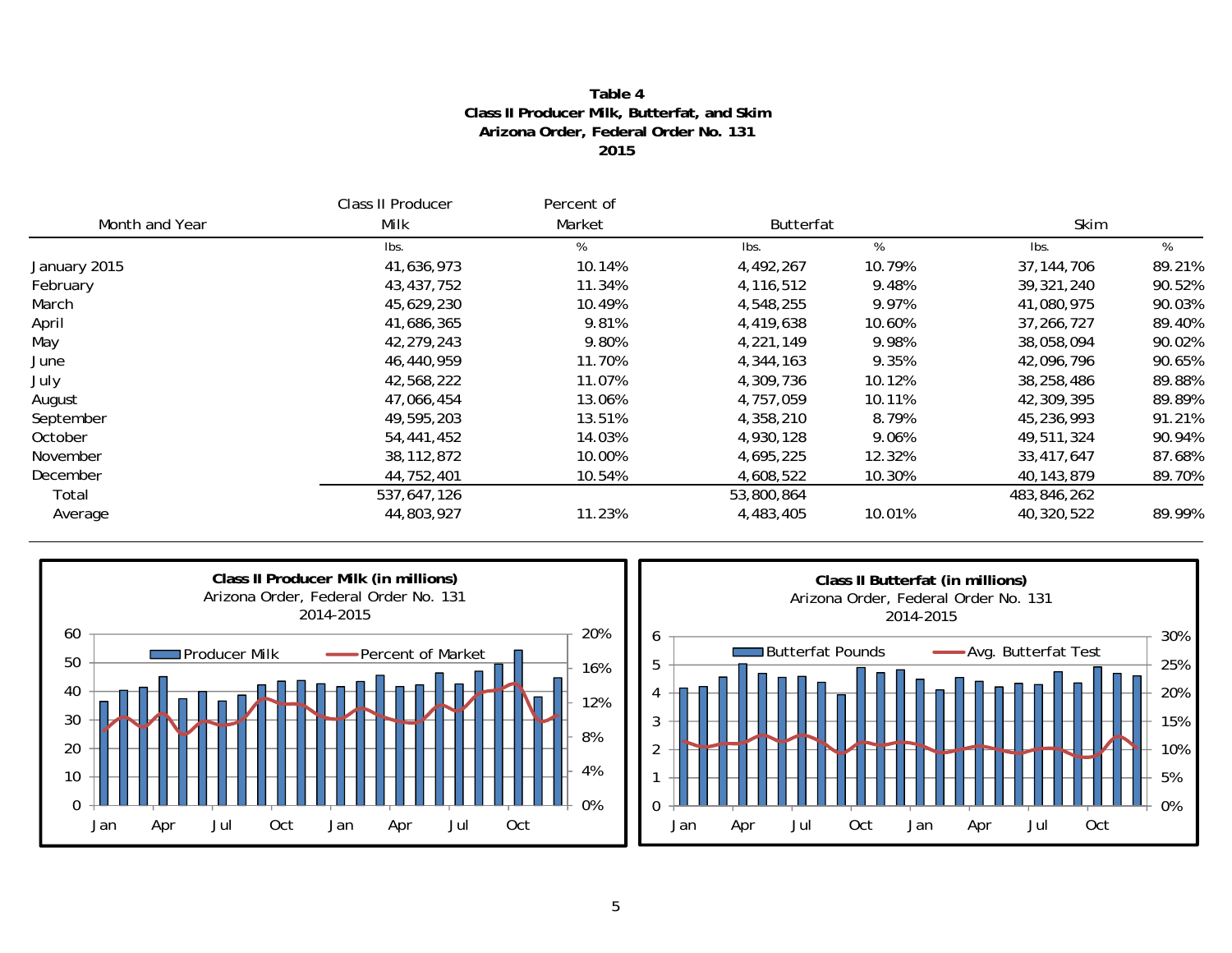**Table 4**
**Class II Producer Milk, Butterfat, and Skim**
**Arizona Order, Federal Order No. 131**
**2015**

| Month and Year | Class II Producer Milk | Percent of Market | Butterfat | | Skim | |
|---|---|---|---|---|---|---|
| | lbs. | % | lbs. | % | lbs. | % |
| January 2015 | 41,636,973 | 10.14% | 4,492,267 | 10.79% | 37,144,706 | 89.21% |
| February | 43,437,752 | 11.34% | 4,116,512 | 9.48% | 39,321,240 | 90.52% |
| March | 45,629,230 | 10.49% | 4,548,255 | 9.97% | 41,080,975 | 90.03% |
| April | 41,686,365 | 9.81% | 4,419,638 | 10.60% | 37,266,727 | 89.40% |
| May | 42,279,243 | 9.80% | 4,221,149 | 9.98% | 38,058,094 | 90.02% |
| June | 46,440,959 | 11.70% | 4,344,163 | 9.35% | 42,096,796 | 90.65% |
| July | 42,568,222 | 11.07% | 4,309,736 | 10.12% | 38,258,486 | 89.88% |
| August | 47,066,454 | 13.06% | 4,757,059 | 10.11% | 42,309,395 | 89.89% |
| September | 49,595,203 | 13.51% | 4,358,210 | 8.79% | 45,236,993 | 91.21% |
| October | 54,441,452 | 14.03% | 4,930,128 | 9.06% | 49,511,324 | 90.94% |
| November | 38,112,872 | 10.00% | 4,695,225 | 12.32% | 33,417,647 | 87.68% |
| December | 44,752,401 | 10.54% | 4,608,522 | 10.30% | 40,143,879 | 89.70% |
| Total | 537,647,126 | | 53,800,864 | | 483,846,262 | |
| Average | 44,803,927 | 11.23% | 4,483,405 | 10.01% | 40,320,522 | 89.99% |

**Class II Producer Milk (in millions)**
Arizona Order, Federal Order No. 131
2014-2015

**Class II Butterfat (in millions)**
Arizona Order, Federal Order No. 131
2014-2015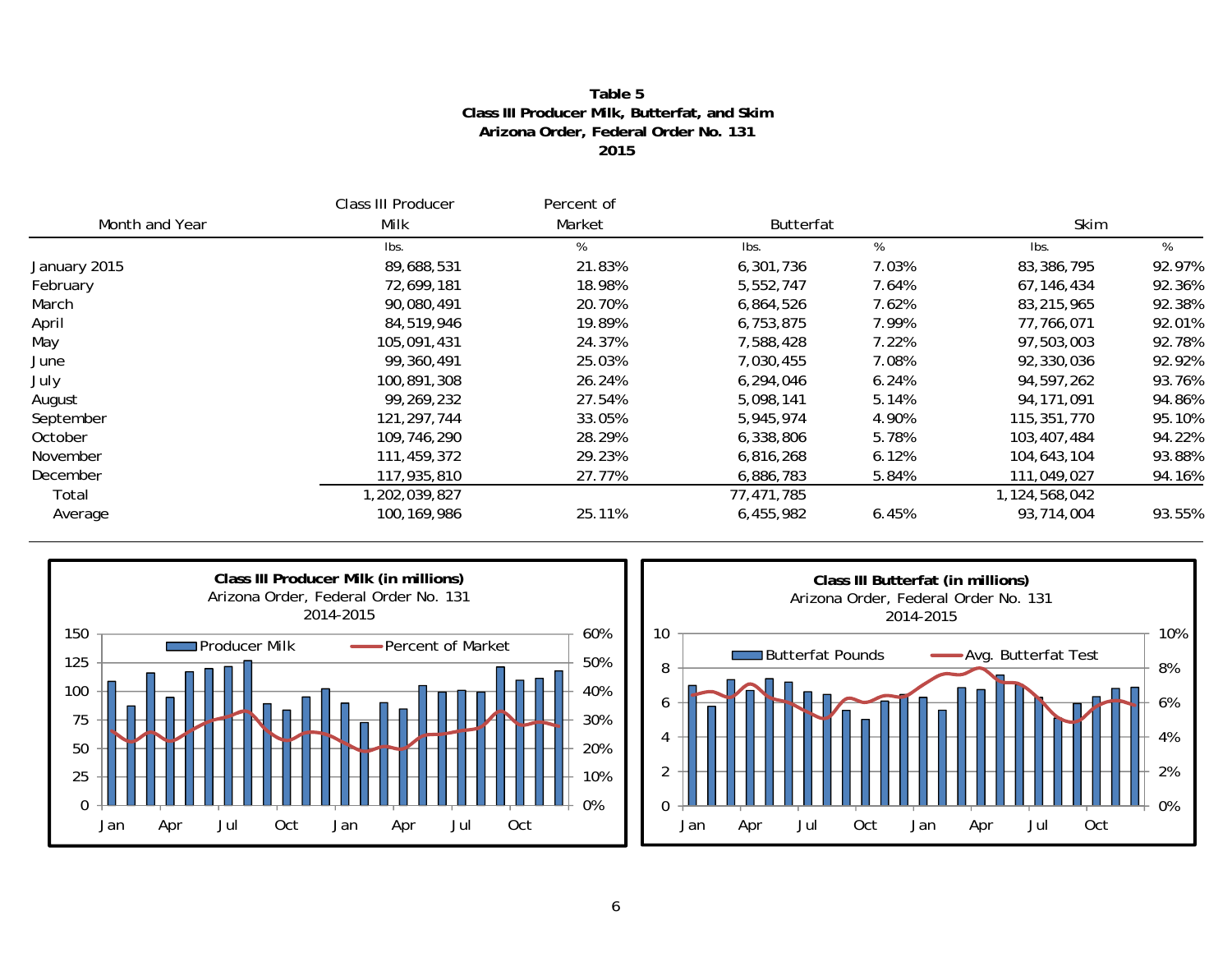**Table 5**
**Class III Producer Milk, Butterfat, and Skim**
**Arizona Order, Federal Order No. 131**
**2015**

| Month and Year | Class III Producer Milk | Percent of Market | Butterfat | | Skim | |
|---|---|---|---|---|---|---|
| | lbs. | % | lbs. | % | lbs. | % |
| January 2015 | 89,688,531 | 21.83% | 6,301,736 | 7.03% | 83,386,795 | 92.97% |
| February | 72,699,181 | 18.98% | 5,552,747 | 7.64% | 67,146,434 | 92.36% |
| March | 90,080,491 | 20.70% | 6,864,526 | 7.62% | 83,215,965 | 92.38% |
| April | 84,519,946 | 19.89% | 6,753,875 | 7.99% | 77,766,071 | 92.01% |
| May | 105,091,431 | 24.37% | 7,588,428 | 7.22% | 97,503,003 | 92.78% |
| June | 99,360,491 | 25.03% | 7,030,455 | 7.08% | 92,330,036 | 92.92% |
| July | 100,891,308 | 26.24% | 6,294,046 | 6.24% | 94,597,262 | 93.76% |
| August | 99,269,232 | 27.54% | 5,098,141 | 5.14% | 94,171,091 | 94.86% |
| September | 121,297,744 | 33.05% | 5,945,974 | 4.90% | 115,351,770 | 95.10% |
| October | 109,746,290 | 28.29% | 6,338,806 | 5.78% | 103,407,484 | 94.22% |
| November | 111,459,372 | 29.23% | 6,816,268 | 6.12% | 104,643,104 | 93.88% |
| December | 117,935,810 | 27.77% | 6,886,783 | 5.84% | 111,049,027 | 94.16% |
| Total | 1,202,039,827 | | 77,471,785 | | 1,124,568,042 | |
| Average | 100,169,986 | 25.11% | 6,455,982 | 6.45% | 93,714,004 | 93.55% |

**Class III Producer Milk (in millions)**
Arizona Order, Federal Order No. 131
2014-2015

**Class III Butterfat (in millions)**
Arizona Order, Federal Order No. 131
2014-2015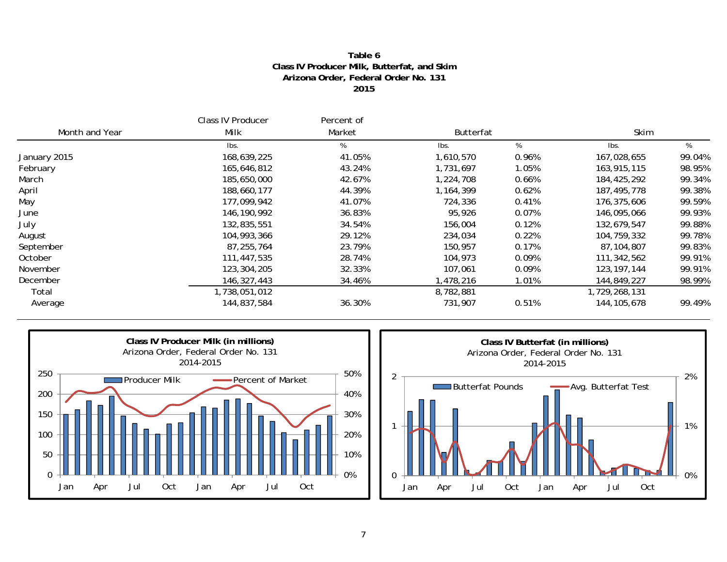**Table 6**
**Class IV Producer Milk, Butterfat, and Skim**
**Arizona Order, Federal Order No. 131**
**2015**

| Month and Year | Class IV Producer Milk | Percent of Market | Butterfat | | Skim | |
|---|---|---|---|---|---|---|
| | lbs. | % | lbs. | % | lbs. | % |
| January 2015 | 168,639,225 | 41.05% | 1,610,570 | 0.96% | 167,028,655 | 99.04% |
| February | 165,646,812 | 43.24% | 1,731,697 | 1.05% | 163,915,115 | 98.95% |
| March | 185,650,000 | 42.67% | 1,224,708 | 0.66% | 184,425,292 | 99.34% |
| April | 188,660,177 | 44.39% | 1,164,399 | 0.62% | 187,495,778 | 99.38% |
| May | 177,099,942 | 41.07% | 724,336 | 0.41% | 176,375,606 | 99.59% |
| June | 146,190,992 | 36.83% | 95,926 | 0.07% | 146,095,066 | 99.93% |
| July | 132,835,551 | 34.54% | 156,004 | 0.12% | 132,679,547 | 99.88% |
| August | 104,993,366 | 29.12% | 234,034 | 0.22% | 104,759,332 | 99.78% |
| September | 87,255,764 | 23.79% | 150,957 | 0.17% | 87,104,807 | 99.83% |
| October | 111,447,535 | 28.74% | 104,973 | 0.09% | 111,342,562 | 99.91% |
| November | 123,304,205 | 32.33% | 107,061 | 0.09% | 123,197,144 | 99.91% |
| December | 146,327,443 | 34.46% | 1,478,216 | 1.01% | 144,849,227 | 98.99% |
| Total | 1,738,051,012 | | 8,782,881 | | 1,729,268,131 | |
| Average | 144,837,584 | 36.30% | 731,907 | 0.51% | 144,105,678 | 99.49% |

**Class IV Producer Milk (in millions)**
Arizona Order, Federal Order No. 131
2014-2015

**Class IV Butterfat (in millions)**
Arizona Order, Federal Order No. 131
2014-2015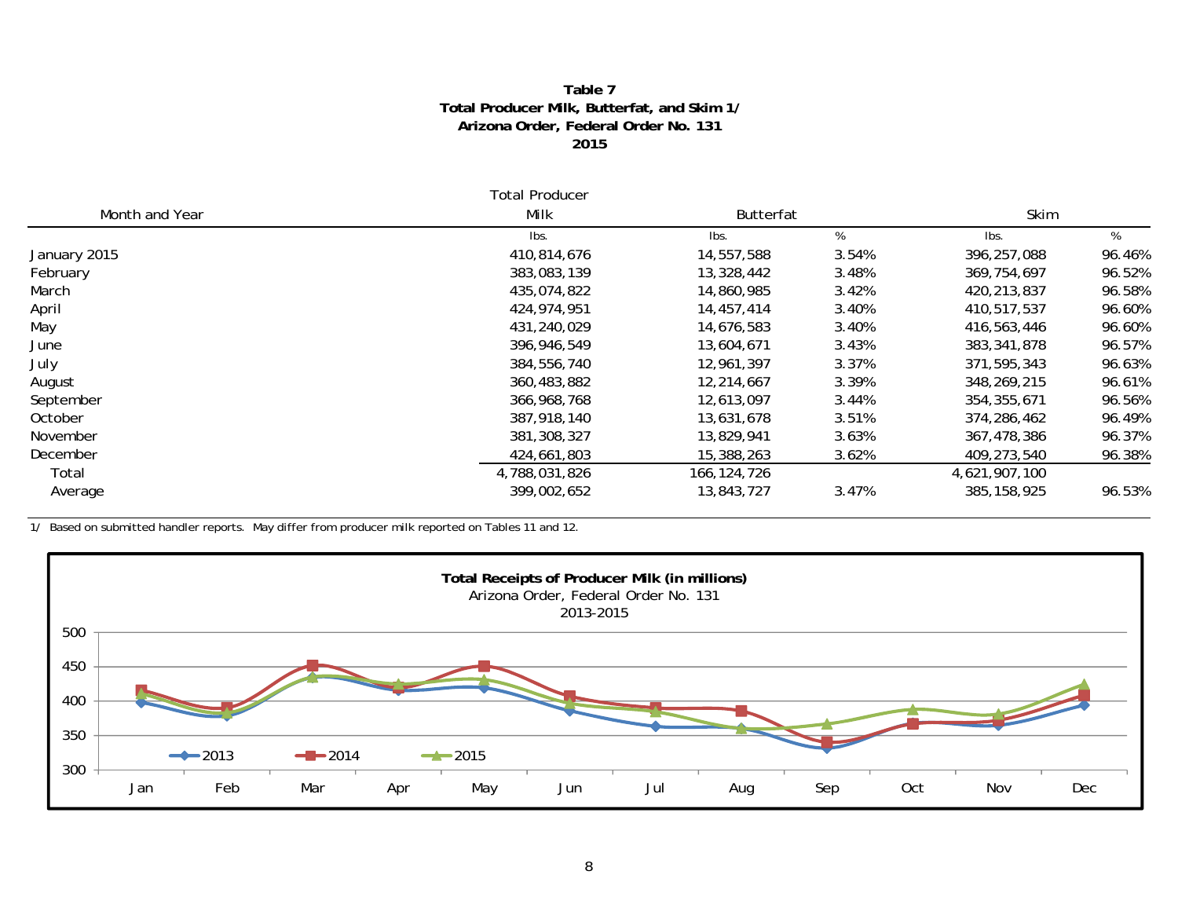**Table 7**
**Total Producer Milk, Butterfat, and Skim 1/**
**Arizona Order, Federal Order No. 131**
**2015**

| Month and Year | Total Producer Milk | Butterfat | | Skim | |
|---|---|---|---|---|---|
| | lbs. | lbs. | % | lbs. | % |
| January 2015 | 410,814,676 | 14,557,588 | 3.54% | 396,257,088 | 96.46% |
| February | 383,083,139 | 13,328,442 | 3.48% | 369,754,697 | 96.52% |
| March | 435,074,822 | 14,860,985 | 3.42% | 420,213,837 | 96.58% |
| April | 424,974,951 | 14,457,414 | 3.40% | 410,517,537 | 96.60% |
| May | 431,240,029 | 14,676,583 | 3.40% | 416,563,446 | 96.60% |
| June | 396,946,549 | 13,604,671 | 3.43% | 383,341,878 | 96.57% |
| July | 384,556,740 | 12,961,397 | 3.37% | 371,595,343 | 96.63% |
| August | 360,483,882 | 12,214,667 | 3.39% | 348,269,215 | 96.61% |
| September | 366,968,768 | 12,613,097 | 3.44% | 354,355,671 | 96.56% |
| October | 387,918,140 | 13,631,678 | 3.51% | 374,286,462 | 96.49% |
| November | 381,308,327 | 13,829,941 | 3.63% | 367,478,386 | 96.37% |
| December | 424,661,803 | 15,388,263 | 3.62% | 409,273,540 | 96.38% |
| Total | 4,788,031,826 | 166,124,726 | | 4,621,907,100 | |
| Average | 399,002,652 | 13,843,727 | 3.47% | 385,158,925 | 96.53% |

1/ Based on submitted handler reports. May differ from producer milk reported on Tables 11 and 12.

**Total Receipts of Producer Milk (in millions)**
Arizona Order, Federal Order No. 131
2013-2015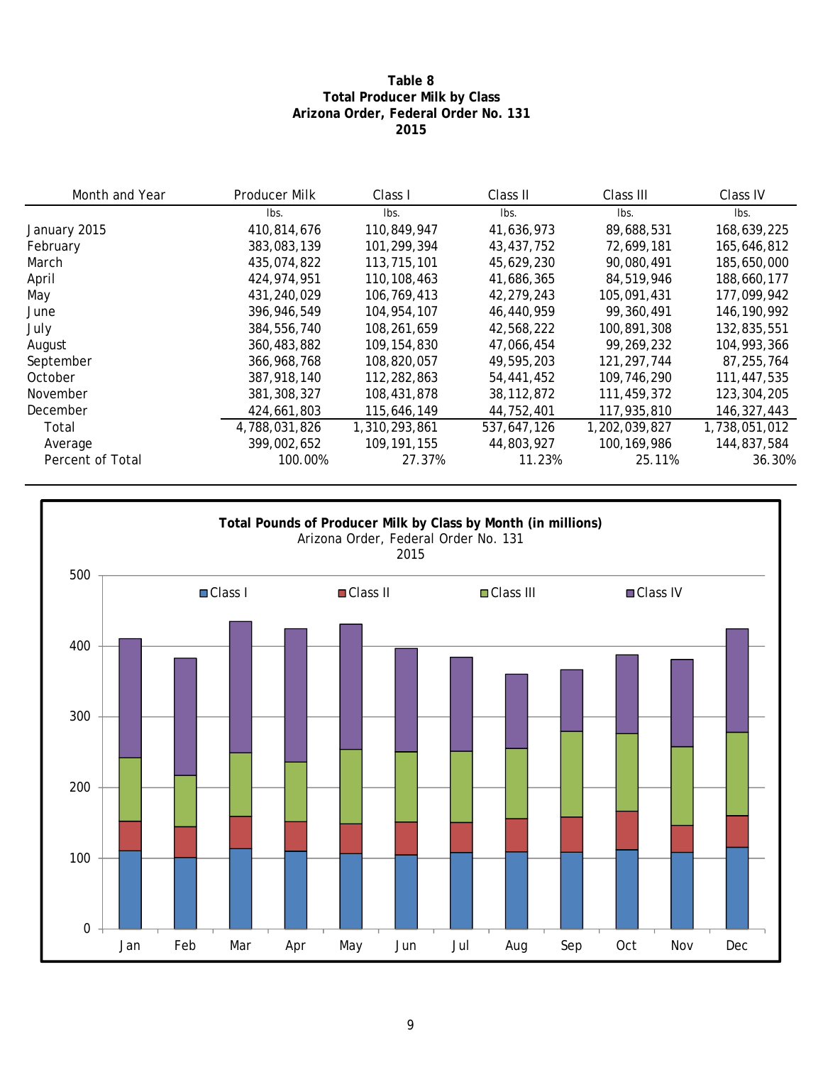**Table 8**
**Total Producer Milk by Class**
**Arizona Order, Federal Order No. 131**
**2015**

| Month and Year | Producer Milk | Class I | Class II | Class III | Class IV |
|---|---|---|---|---|---|
| | lbs. | lbs. | lbs. | lbs. | lbs. |
| January 2015 | 410,814,676 | 110,849,947 | 41,636,973 | 89,688,531 | 168,639,225 |
| February | 383,083,139 | 101,299,394 | 43,437,752 | 72,699,181 | 165,646,812 |
| March | 435,074,822 | 113,715,101 | 45,629,230 | 90,080,491 | 185,650,000 |
| April | 424,974,951 | 110,108,463 | 41,686,365 | 84,519,946 | 188,660,177 |
| May | 431,240,029 | 106,769,413 | 42,279,243 | 105,091,431 | 177,099,942 |
| June | 396,946,549 | 104,954,107 | 46,440,959 | 99,360,491 | 146,190,992 |
| July | 384,556,740 | 108,261,659 | 42,568,222 | 100,891,308 | 132,835,551 |
| August | 360,483,882 | 109,154,830 | 47,066,454 | 99,269,232 | 104,993,366 |
| September | 366,968,768 | 108,820,057 | 49,595,203 | 121,297,744 | 87,255,764 |
| October | 387,918,140 | 112,282,863 | 54,441,452 | 109,746,290 | 111,447,535 |
| November | 381,308,327 | 108,431,878 | 38,112,872 | 111,459,372 | 123,304,205 |
| December | 424,661,803 | 115,646,149 | 44,752,401 | 117,935,810 | 146,327,443 |
| Total | 4,788,031,826 | 1,310,293,861 | 537,647,126 | 1,202,039,827 | 1,738,051,012 |
| Average | 399,002,652 | 109,191,155 | 44,803,927 | 100,169,986 | 144,837,584 |
| Percent of Total | 100.00% | 27.37% | 11.23% | 25.11% | 36.30% |

**Total Pounds of Producer Milk by Class by Month (in millions)**
Arizona Order, Federal Order No. 131
2015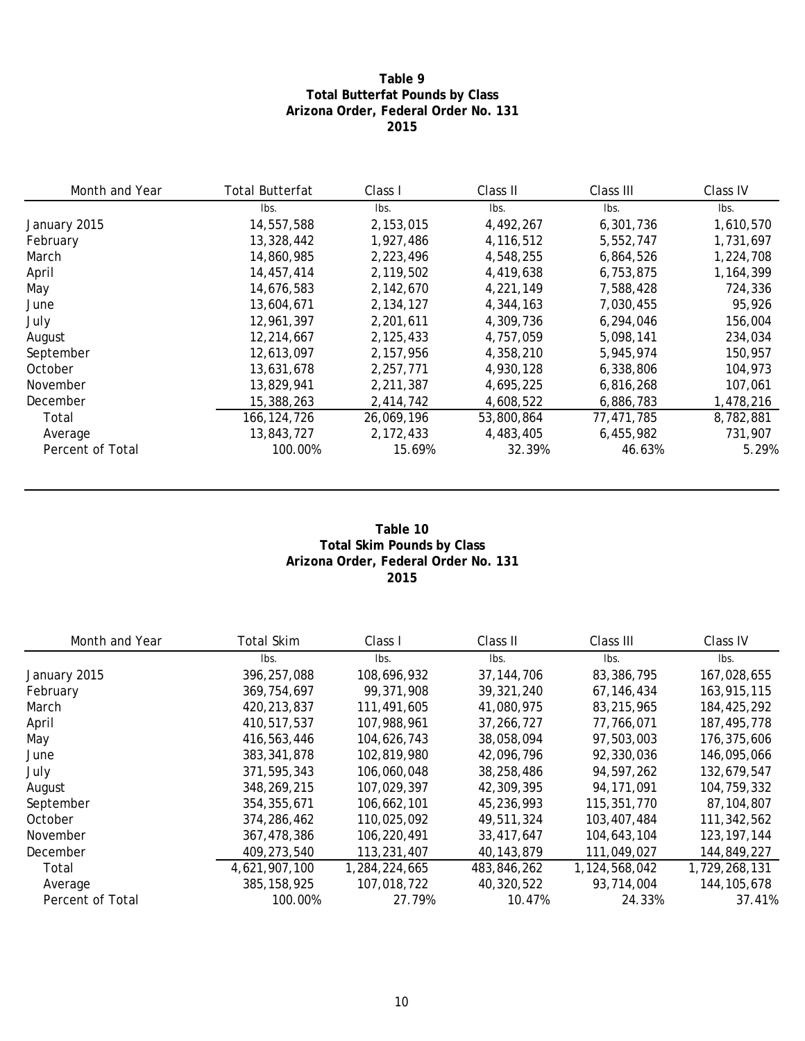**Table 9**
**Total Butterfat Pounds by Class**
**Arizona Order, Federal Order No. 131**
**2015**

| Month and Year | Total Butterfat | Class I | Class II | Class III | Class IV |
|---|---|---|---|---|---|
| | lbs. | lbs. | lbs. | lbs. | lbs. |
| January 2015 | 14,557,588 | 2,153,015 | 4,492,267 | 6,301,736 | 1,610,570 |
| February | 13,328,442 | 1,927,486 | 4,116,512 | 5,552,747 | 1,731,697 |
| March | 14,860,985 | 2,223,496 | 4,548,255 | 6,864,526 | 1,224,708 |
| April | 14,457,414 | 2,119,502 | 4,419,638 | 6,753,875 | 1,164,399 |
| May | 14,676,583 | 2,142,670 | 4,221,149 | 7,588,428 | 724,336 |
| June | 13,604,671 | 2,134,127 | 4,344,163 | 7,030,455 | 95,926 |
| July | 12,961,397 | 2,201,611 | 4,309,736 | 6,294,046 | 156,004 |
| August | 12,214,667 | 2,125,433 | 4,757,059 | 5,098,141 | 234,034 |
| September | 12,613,097 | 2,157,956 | 4,358,210 | 5,945,974 | 150,957 |
| October | 13,631,678 | 2,257,771 | 4,930,128 | 6,338,806 | 104,973 |
| November | 13,829,941 | 2,211,387 | 4,695,225 | 6,816,268 | 107,061 |
| December | 15,388,263 | 2,414,742 | 4,608,522 | 6,886,783 | 1,478,216 |
| Total | 166,124,726 | 26,069,196 | 53,800,864 | 77,471,785 | 8,782,881 |
| Average | 13,843,727 | 2,172,433 | 4,483,405 | 6,455,982 | 731,907 |
| Percent of Total | 100.00% | 15.69% | 32.39% | 46.63% | 5.29% |

**Table 10**
**Total Skim Pounds by Class**
**Arizona Order, Federal Order No. 131**
**2015**

| Month and Year | Total Skim | Class I | Class II | Class III | Class IV |
|---|---|---|---|---|---|
| | lbs. | lbs. | lbs. | lbs. | lbs. |
| January 2015 | 396,257,088 | 108,696,932 | 37,144,706 | 83,386,795 | 167,028,655 |
| February | 369,754,697 | 99,371,908 | 39,321,240 | 67,146,434 | 163,915,115 |
| March | 420,213,837 | 111,491,605 | 41,080,975 | 83,215,965 | 184,425,292 |
| April | 410,517,537 | 107,988,961 | 37,266,727 | 77,766,071 | 187,495,778 |
| May | 416,563,446 | 104,626,743 | 38,058,094 | 97,503,003 | 176,375,606 |
| June | 383,341,878 | 102,819,980 | 42,096,796 | 92,330,036 | 146,095,066 |
| July | 371,595,343 | 106,060,048 | 38,258,486 | 94,597,262 | 132,679,547 |
| August | 348,269,215 | 107,029,397 | 42,309,395 | 94,171,091 | 104,759,332 |
| September | 354,355,671 | 106,662,101 | 45,236,993 | 115,351,770 | 87,104,807 |
| October | 374,286,462 | 110,025,092 | 49,511,324 | 103,407,484 | 111,342,562 |
| November | 367,478,386 | 106,220,491 | 33,417,647 | 104,643,104 | 123,197,144 |
| December | 409,273,540 | 113,231,407 | 40,143,879 | 111,049,027 | 144,849,227 |
| Total | 4,621,907,100 | 1,284,224,665 | 483,846,262 | 1,124,568,042 | 1,729,268,131 |
| Average | 385,158,925 | 107,018,722 | 40,320,522 | 93,714,004 | 144,105,678 |
| Percent of Total | 100.00% | 27.79% | 10.47% | 24.33% | 37.41% |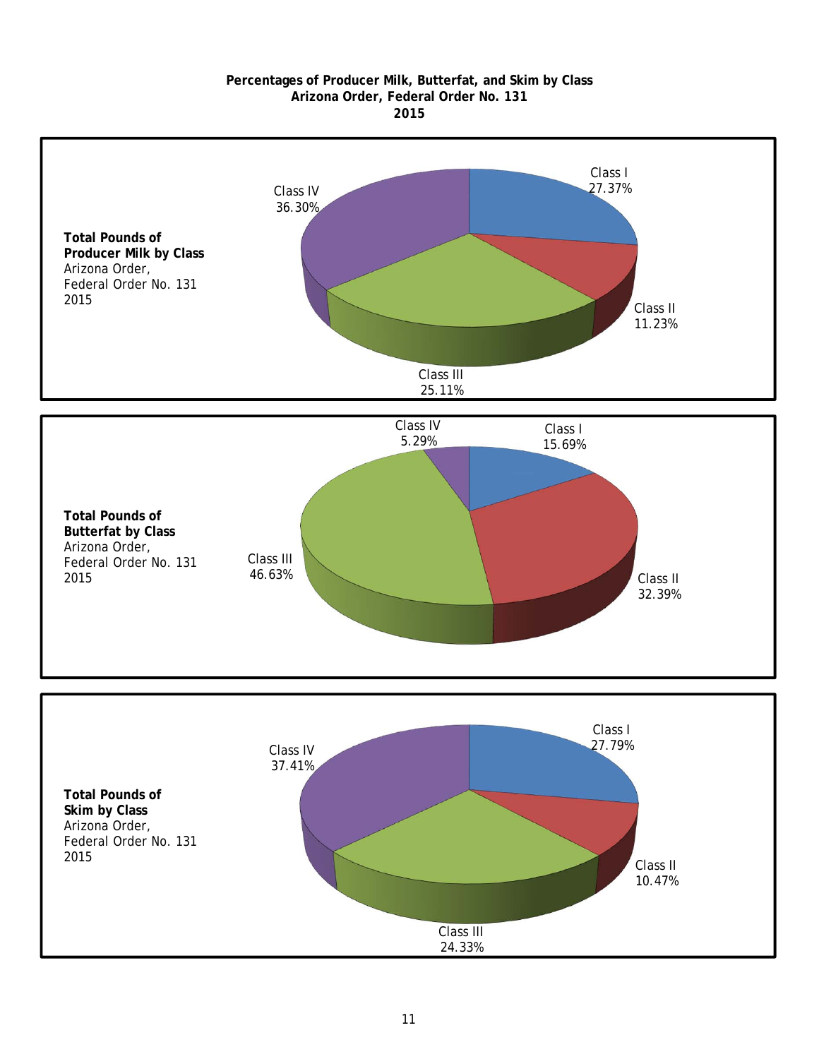**Percentages of Producer Milk, Butterfat, and Skim by Class**
**Arizona Order, Federal Order No. 131**
**2015**

**Total Pounds of Producer Milk by Class**
Arizona Order,
Federal Order No. 131
2015

| Class | Percentage |
|---|---|
| Class I | 27.37% |
| Class II | 11.23% |
| Class III | 25.11% |
| Class IV | 36.30% |

**Total Pounds of Butterfat by Class**
Arizona Order,
Federal Order No. 131
2015

| Class | Percentage |
|---|---|
| Class I | 15.69% |
| Class II | 32.39% |
| Class III | 46.63% |
| Class IV | 5.29% |

**Total Pounds of Skim by Class**
Arizona Order,
Federal Order No. 131
2015

| Class | Percentage |
|---|---|
| Class I | 27.79% |
| Class II | 10.47% |
| Class III | 24.33% |
| Class IV | 37.41% |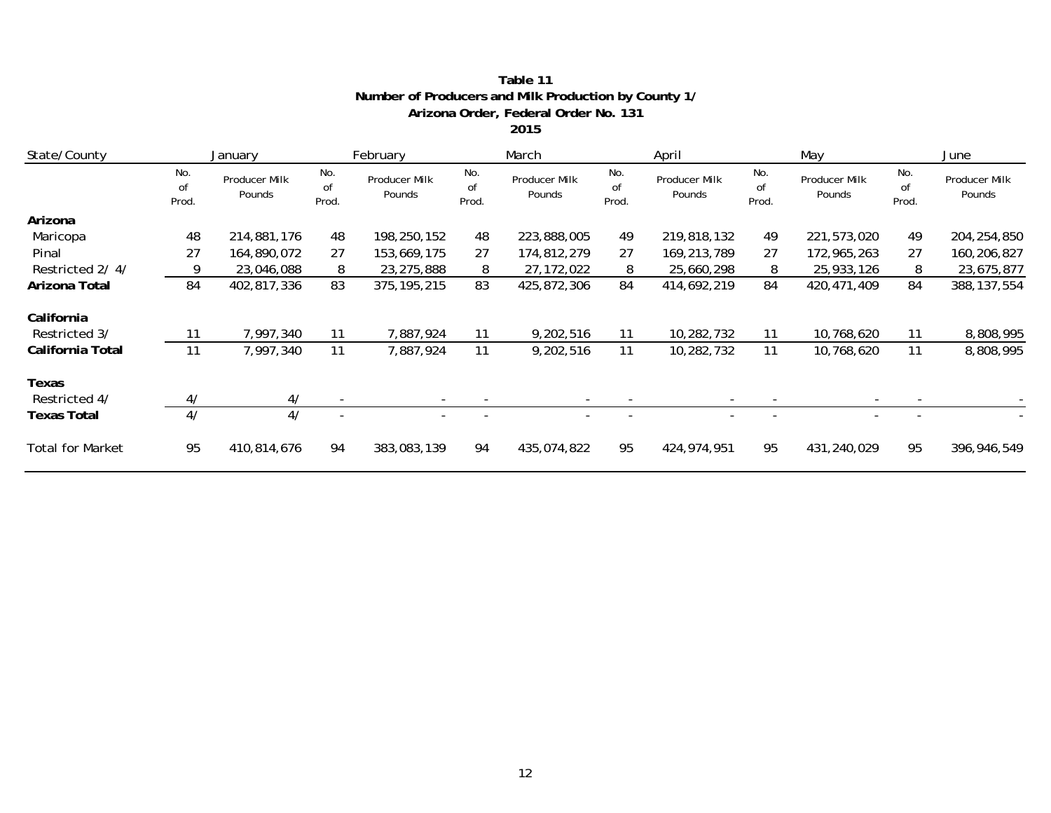**Table 11**
**Number of Producers and Milk Production by County 1/**
**Arizona Order, Federal Order No. 131**
**2015**

| State/County | January | | February | | March | | April | | May | | June | |
|---|---|---|---|---|---|---|---|---|---|---|---|---|
| | No. of Prod. | Producer Milk Pounds | No. of Prod. | Producer Milk Pounds | No. of Prod. | Producer Milk Pounds | No. of Prod. | Producer Milk Pounds | No. of Prod. | Producer Milk Pounds | No. of Prod. | Producer Milk Pounds |
| **Arizona** | | | | | | | | | | | | |
| Maricopa | 48 | 214,881,176 | 48 | 198,250,152 | 48 | 223,888,005 | 49 | 219,818,132 | 49 | 221,573,020 | 49 | 204,254,850 |
| Pinal | 27 | 164,890,072 | 27 | 153,669,175 | 27 | 174,812,279 | 27 | 169,213,789 | 27 | 172,965,263 | 27 | 160,206,827 |
| Restricted 2/ 4/ | 9 | 23,046,088 | 8 | 23,275,888 | 8 | 27,172,022 | 8 | 25,660,298 | 8 | 25,933,126 | 8 | 23,675,877 |
| **Arizona Total** | 84 | 402,817,336 | 83 | 375,195,215 | 83 | 425,872,306 | 84 | 414,692,219 | 84 | 420,471,409 | 84 | 388,137,554 |
| **California** | | | | | | | | | | | | |
| Restricted 3/ | 11 | 7,997,340 | 11 | 7,887,924 | 11 | 9,202,516 | 11 | 10,282,732 | 11 | 10,768,620 | 11 | 8,808,995 |
| **California Total** | 11 | 7,997,340 | 11 | 7,887,924 | 11 | 9,202,516 | 11 | 10,282,732 | 11 | 10,768,620 | 11 | 8,808,995 |
| **Texas** | | | | | | | | | | | | |
| Restricted 4/ | 4/ | 4/ | - | - | - | - | - | - | - | - | - | - |
| **Texas Total** | 4/ | 4/ | - | - | - | - | - | - | - | - | - | - |
| Total for Market | 95 | 410,814,676 | 94 | 383,083,139 | 94 | 435,074,822 | 95 | 424,974,951 | 95 | 431,240,029 | 95 | 396,946,549 |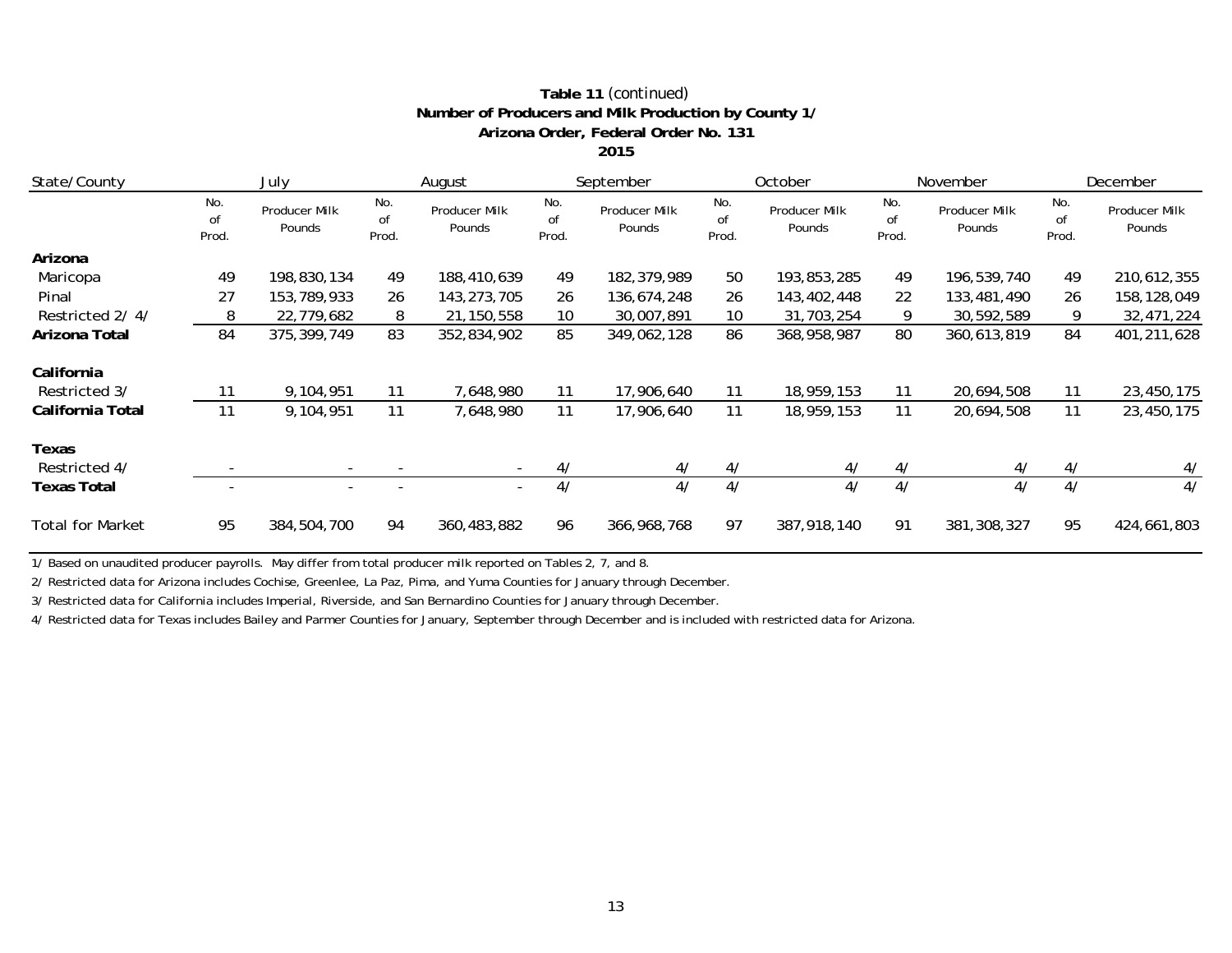**Table 11** *(continued)*
**Number of Producers and Milk Production by County 1/**
**Arizona Order, Federal Order No. 131**
**2015**

| State/County | July | | August | | September | | October | | November | | December | |
|---|---|---|---|---|---|---|---|---|---|---|---|---|
| | No. of Prod. | Producer Milk Pounds | No. of Prod. | Producer Milk Pounds | No. of Prod. | Producer Milk Pounds | No. of Prod. | Producer Milk Pounds | No. of Prod. | Producer Milk Pounds | No. of Prod. | Producer Milk Pounds |
| **Arizona** | | | | | | | | | | | | |
| Maricopa | 49 | 198,830,134 | 49 | 188,410,639 | 49 | 182,379,989 | 50 | 193,853,285 | 49 | 196,539,740 | 49 | 210,612,355 |
| Pinal | 27 | 153,789,933 | 26 | 143,273,705 | 26 | 136,674,248 | 26 | 143,402,448 | 22 | 133,481,490 | 26 | 158,128,049 |
| Restricted 2/ 4/ | 8 | 22,779,682 | 8 | 21,150,558 | 10 | 30,007,891 | 10 | 31,703,254 | 9 | 30,592,589 | 9 | 32,471,224 |
| **Arizona Total** | 84 | 375,399,749 | 83 | 352,834,902 | 85 | 349,062,128 | 86 | 368,958,987 | 80 | 360,613,819 | 84 | 401,211,628 |
| **California** | | | | | | | | | | | | |
| Restricted 3/ | 11 | 9,104,951 | 11 | 7,648,980 | 11 | 17,906,640 | 11 | 18,959,153 | 11 | 20,694,508 | 11 | 23,450,175 |
| **California Total** | 11 | 9,104,951 | 11 | 7,648,980 | 11 | 17,906,640 | 11 | 18,959,153 | 11 | 20,694,508 | 11 | 23,450,175 |
| **Texas** | | | | | | | | | | | | |
| Restricted 4/ | - | - | - | - | 4/ | 4/ | 4/ | 4/ | 4/ | 4/ | 4/ | 4/ |
| **Texas Total** | - | - | - | - | 4/ | 4/ | 4/ | 4/ | 4/ | 4/ | 4/ | 4/ |
| Total for Market | 95 | 384,504,700 | 94 | 360,483,882 | 96 | 366,968,768 | 97 | 387,918,140 | 91 | 381,308,327 | 95 | 424,661,803 |

1/ Based on unaudited producer payrolls. May differ from total producer milk reported on Tables 2, 7, and 8.

2/ Restricted data for Arizona includes Cochise, Greenlee, La Paz, Pima, and Yuma Counties for January through December.

3/ Restricted data for California includes Imperial, Riverside, and San Bernardino Counties for January through December.

4/ Restricted data for Texas includes Bailey and Parmer Counties for January, September through December and is included with restricted data for Arizona.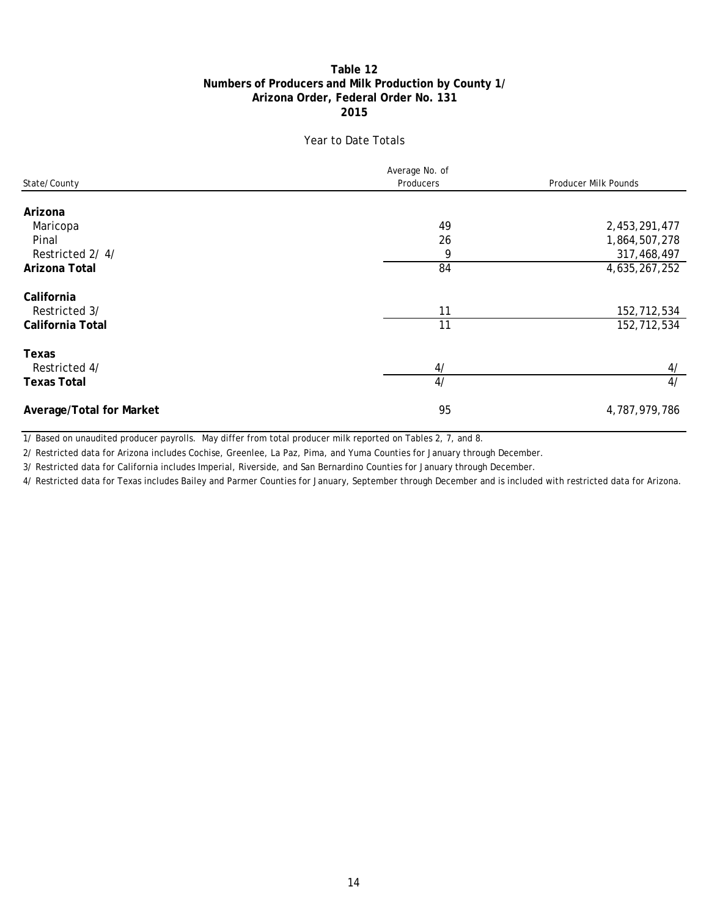**Table 12**
**Numbers of Producers and Milk Production by County 1/**
**Arizona Order, Federal Order No. 131**
**2015**

Year to Date Totals

| State/County | Average No. of Producers | Producer Milk Pounds |
|---|---|---|
| **Arizona** | | |
| Maricopa | 49 | 2,453,291,477 |
| Pinal | 26 | 1,864,507,278 |
| Restricted 2/ 4/ | 9 | 317,468,497 |
| **Arizona Total** | 84 | 4,635,267,252 |
| **California** | | |
| Restricted 3/ | 11 | 152,712,534 |
| **California Total** | 11 | 152,712,534 |
| **Texas** | | |
| Restricted 4/ | 4/ | 4/ |
| **Texas Total** | 4/ | 4/ |
| **Average/Total for Market** | 95 | 4,787,979,786 |

1/ Based on unaudited producer payrolls. May differ from total producer milk reported on Tables 2, 7, and 8.

2/ Restricted data for Arizona includes Cochise, Greenlee, La Paz, Pima, and Yuma Counties for January through December.

3/ Restricted data for California includes Imperial, Riverside, and San Bernardino Counties for January through December.

4/ Restricted data for Texas includes Bailey and Parmer Counties for January, September through December and is included with restricted data for Arizona.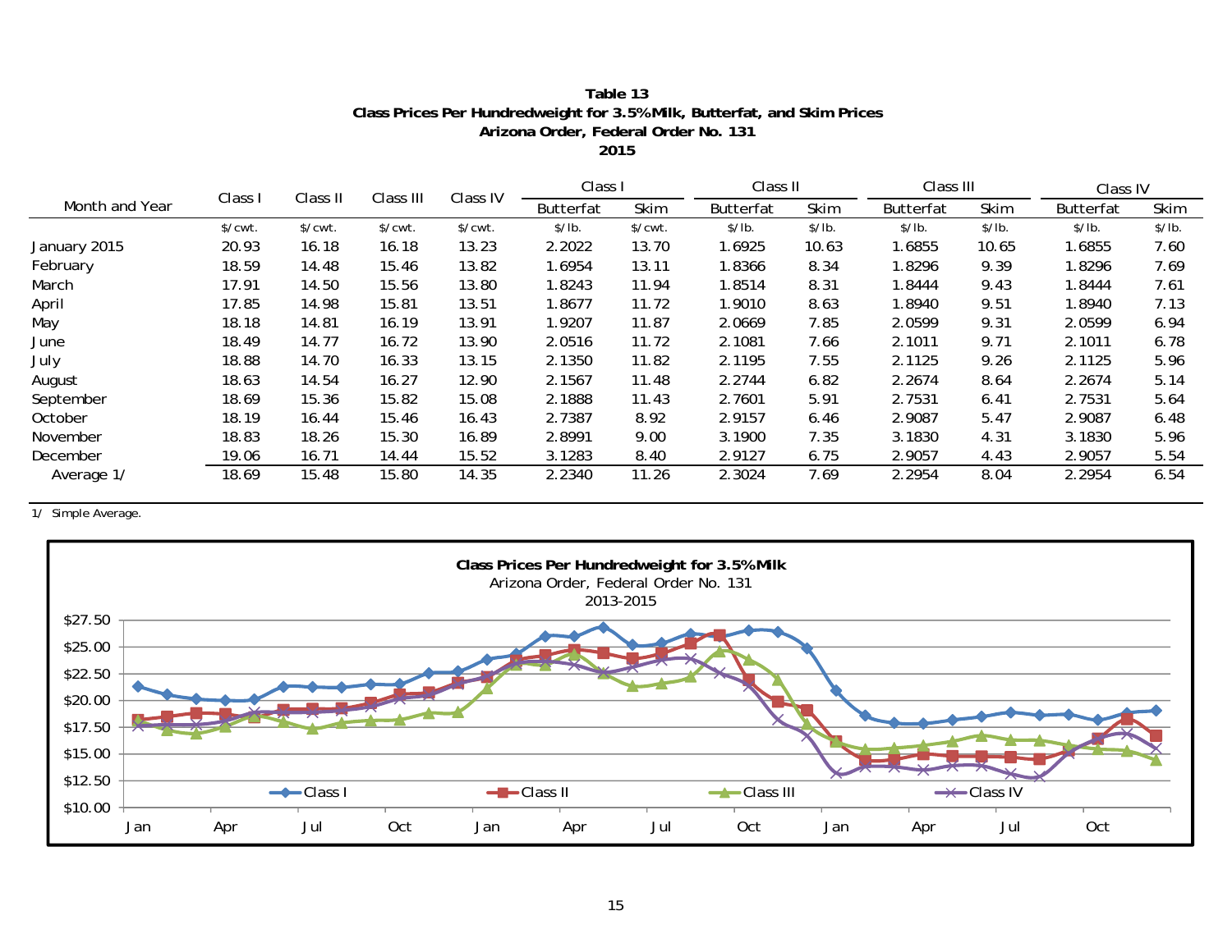**Table 13**
**Class Prices Per Hundredweight for 3.5% Milk, Butterfat, and Skim Prices**
**Arizona Order, Federal Order No. 131**
**2015**

| Month and Year | Class I | Class II | Class III | Class IV | Class I | | Class II | | Class III | | Class IV | |
|---|---|---|---|---|---|---|---|---|---|---|---|---|
| | | | | | Butterfat | Skim | Butterfat | Skim | Butterfat | Skim | Butterfat | Skim |
| | $/cwt. | $/cwt. | $/cwt. | $/cwt. | $/lb. | $/cwt. | $/lb. | $/lb. | $/lb. | $/lb. | $/lb. | $/lb. |
| January 2015 | 20.93 | 16.18 | 16.18 | 13.23 | 2.2022 | 13.70 | 1.6925 | 10.63 | 1.6855 | 10.65 | 1.6855 | 7.60 |
| February | 18.59 | 14.48 | 15.46 | 13.82 | 1.6954 | 13.11 | 1.8366 | 8.34 | 1.8296 | 9.39 | 1.8296 | 7.69 |
| March | 17.91 | 14.50 | 15.56 | 13.80 | 1.8243 | 11.94 | 1.8514 | 8.31 | 1.8444 | 9.43 | 1.8444 | 7.61 |
| April | 17.85 | 14.98 | 15.81 | 13.51 | 1.8677 | 11.72 | 1.9010 | 8.63 | 1.8940 | 9.51 | 1.8940 | 7.13 |
| May | 18.18 | 14.81 | 16.19 | 13.91 | 1.9207 | 11.87 | 2.0669 | 7.85 | 2.0599 | 9.31 | 2.0599 | 6.94 |
| June | 18.49 | 14.77 | 16.72 | 13.90 | 2.0516 | 11.72 | 2.1081 | 7.66 | 2.1011 | 9.71 | 2.1011 | 6.78 |
| July | 18.88 | 14.70 | 16.33 | 13.15 | 2.1350 | 11.82 | 2.1195 | 7.55 | 2.1125 | 9.26 | 2.1125 | 5.96 |
| August | 18.63 | 14.54 | 16.27 | 12.90 | 2.1567 | 11.48 | 2.2744 | 6.82 | 2.2674 | 8.64 | 2.2674 | 5.14 |
| September | 18.69 | 15.36 | 15.82 | 15.08 | 2.1888 | 11.43 | 2.7601 | 5.91 | 2.7531 | 6.41 | 2.7531 | 5.64 |
| October | 18.19 | 16.44 | 15.46 | 16.43 | 2.7387 | 8.92 | 2.9157 | 6.46 | 2.9087 | 5.47 | 2.9087 | 6.48 |
| November | 18.83 | 18.26 | 15.30 | 16.89 | 2.8991 | 9.00 | 3.1900 | 7.35 | 3.1830 | 4.31 | 3.1830 | 5.96 |
| December | 19.06 | 16.71 | 14.44 | 15.52 | 3.1283 | 8.40 | 2.9127 | 6.75 | 2.9057 | 4.43 | 2.9057 | 5.54 |
| Average 1/ | 18.69 | 15.48 | 15.80 | 14.35 | 2.2340 | 11.26 | 2.3024 | 7.69 | 2.2954 | 8.04 | 2.2954 | 6.54 |

1/ Simple Average.

**Class Prices Per Hundredweight for 3.5% Milk**
Arizona Order, Federal Order No. 131
2013-2015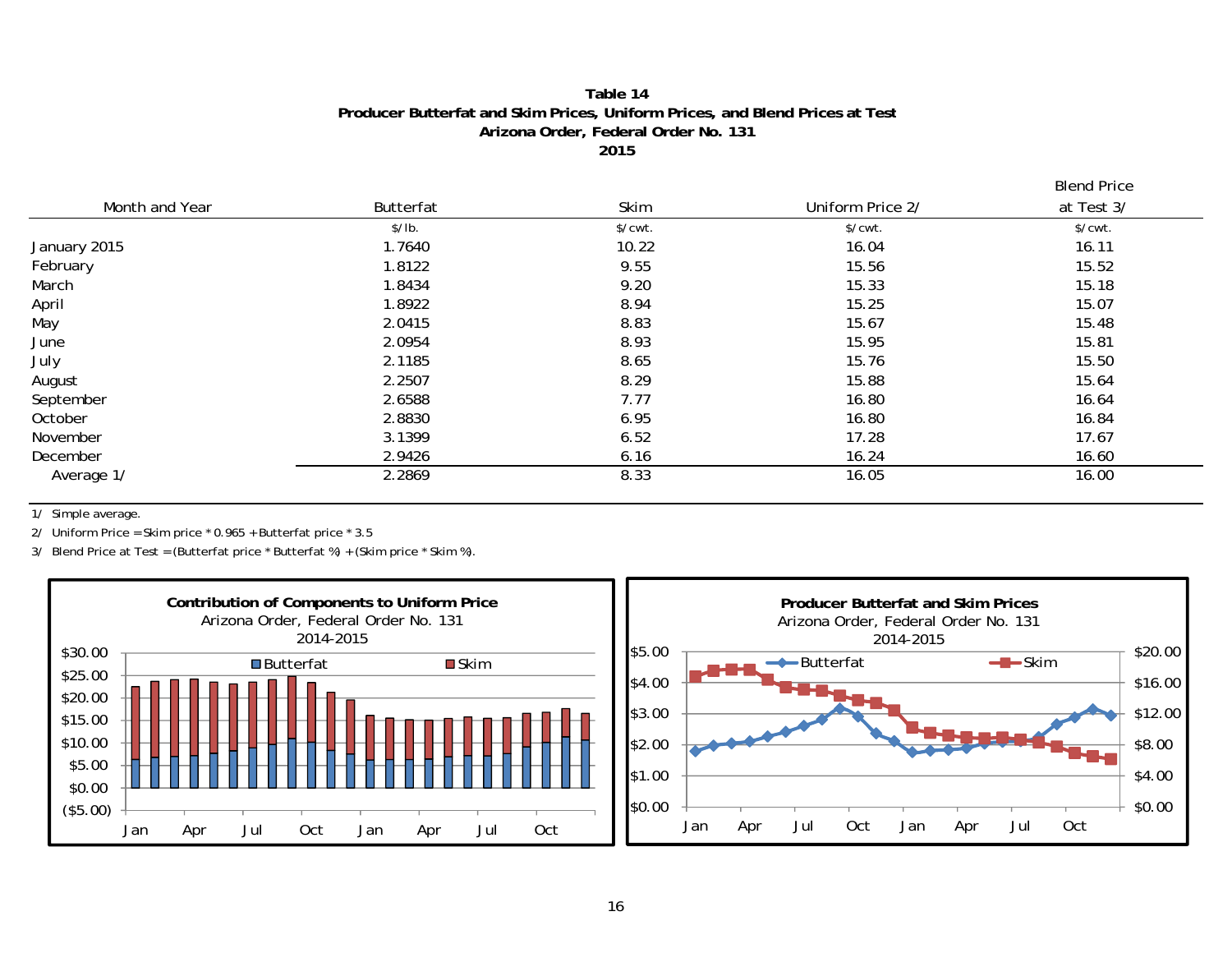**Table 14**
**Producer Butterfat and Skim Prices, Uniform Prices, and Blend Prices at Test**
**Arizona Order, Federal Order No. 131**
**2015**

| Month and Year | Butterfat | Skim | Uniform Price 2/ | Blend Price at Test 3/ |
|---|---|---|---|---|
| | $/lb. | $/cwt. | $/cwt. | $/cwt. |
| January 2015 | 1.7640 | 10.22 | 16.04 | 16.11 |
| February | 1.8122 | 9.55 | 15.56 | 15.52 |
| March | 1.8434 | 9.20 | 15.33 | 15.18 |
| April | 1.8922 | 8.94 | 15.25 | 15.07 |
| May | 2.0415 | 8.83 | 15.67 | 15.48 |
| June | 2.0954 | 8.93 | 15.95 | 15.81 |
| July | 2.1185 | 8.65 | 15.76 | 15.50 |
| August | 2.2507 | 8.29 | 15.88 | 15.64 |
| September | 2.6588 | 7.77 | 16.80 | 16.64 |
| October | 2.8830 | 6.95 | 16.80 | 16.84 |
| November | 3.1399 | 6.52 | 17.28 | 17.67 |
| December | 2.9426 | 6.16 | 16.24 | 16.60 |
| Average 1/ | 2.2869 | 8.33 | 16.05 | 16.00 |

1/ Simple average.

2/ Uniform Price = Skim price * 0.965 + Butterfat price * 3.5

3/ Blend Price at Test = (Butterfat price * Butterfat %) + (Skim price * Skim %).

**Contribution of Components to Uniform Price**
Arizona Order, Federal Order No. 131
2014-2015

**Producer Butterfat and Skim Prices**
Arizona Order, Federal Order No. 131
2014-2015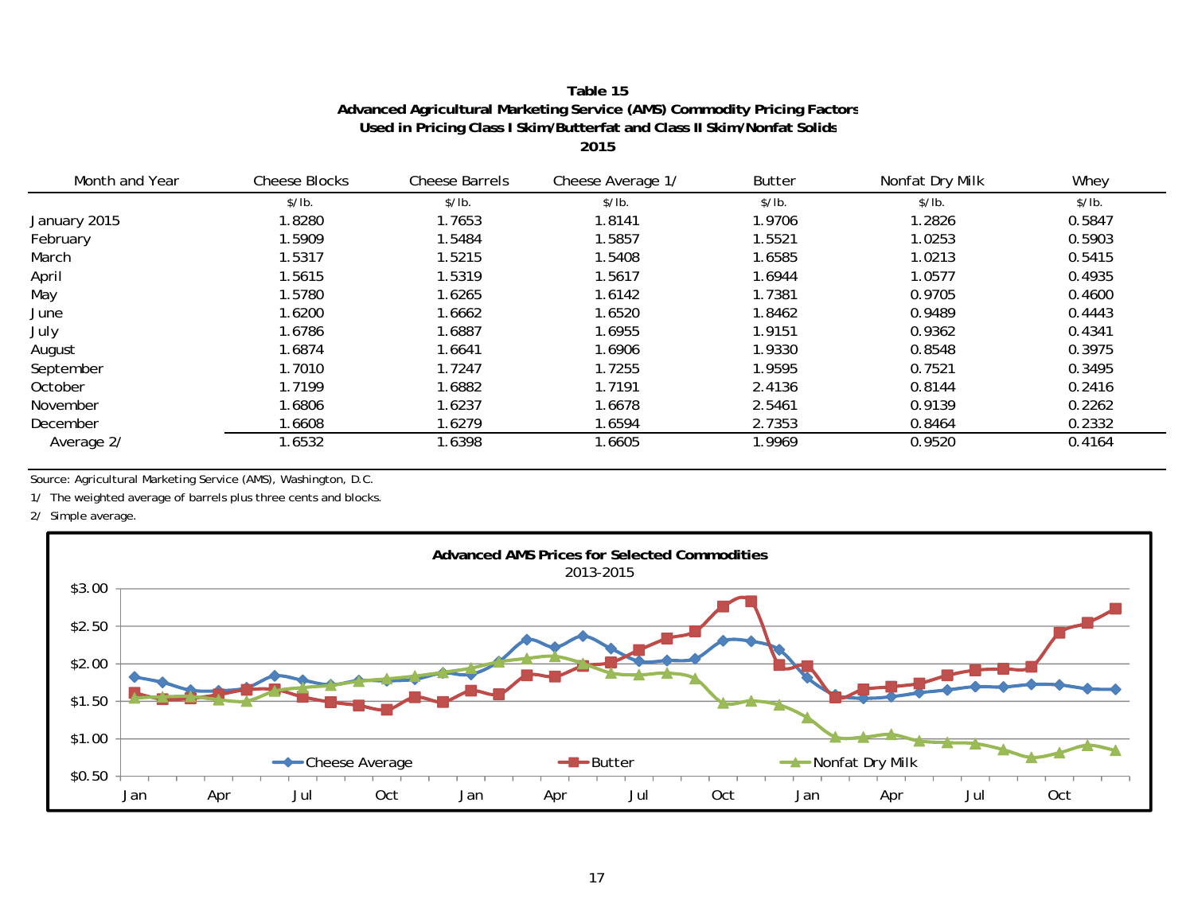**Table 15**
**Advanced Agricultural Marketing Service (AMS) Commodity Pricing Factors**
**Used in Pricing Class I Skim/Butterfat and Class II Skim/Nonfat Solids**
**2015**

| Month and Year | Cheese Blocks | Cheese Barrels | Cheese Average 1/ | Butter | Nonfat Dry Milk | Whey |
|---|---|---|---|---|---|---|
| | $/lb. | $/lb. | $/lb. | $/lb. | $/lb. | $/lb. |
| January 2015 | 1.8280 | 1.7653 | 1.8141 | 1.9706 | 1.2826 | 0.5847 |
| February | 1.5909 | 1.5484 | 1.5857 | 1.5521 | 1.0253 | 0.5903 |
| March | 1.5317 | 1.5215 | 1.5408 | 1.6585 | 1.0213 | 0.5415 |
| April | 1.5615 | 1.5319 | 1.5617 | 1.6944 | 1.0577 | 0.4935 |
| May | 1.5780 | 1.6265 | 1.6142 | 1.7381 | 0.9705 | 0.4600 |
| June | 1.6200 | 1.6662 | 1.6520 | 1.8462 | 0.9489 | 0.4443 |
| July | 1.6786 | 1.6887 | 1.6955 | 1.9151 | 0.9362 | 0.4341 |
| August | 1.6874 | 1.6641 | 1.6906 | 1.9330 | 0.8548 | 0.3975 |
| September | 1.7010 | 1.7247 | 1.7255 | 1.9595 | 0.7521 | 0.3495 |
| October | 1.7199 | 1.6882 | 1.7191 | 2.4136 | 0.8144 | 0.2416 |
| November | 1.6806 | 1.6237 | 1.6678 | 2.5461 | 0.9139 | 0.2262 |
| December | 1.6608 | 1.6279 | 1.6594 | 2.7353 | 0.8464 | 0.2332 |
| Average 2/ | 1.6532 | 1.6398 | 1.6605 | 1.9969 | 0.9520 | 0.4164 |

Source: Agricultural Marketing Service (AMS), Washington, D.C.

1/ The weighted average of barrels plus three cents and blocks.

2/ Simple average.

**Advanced AMS Prices for Selected Commodities**
2013-2015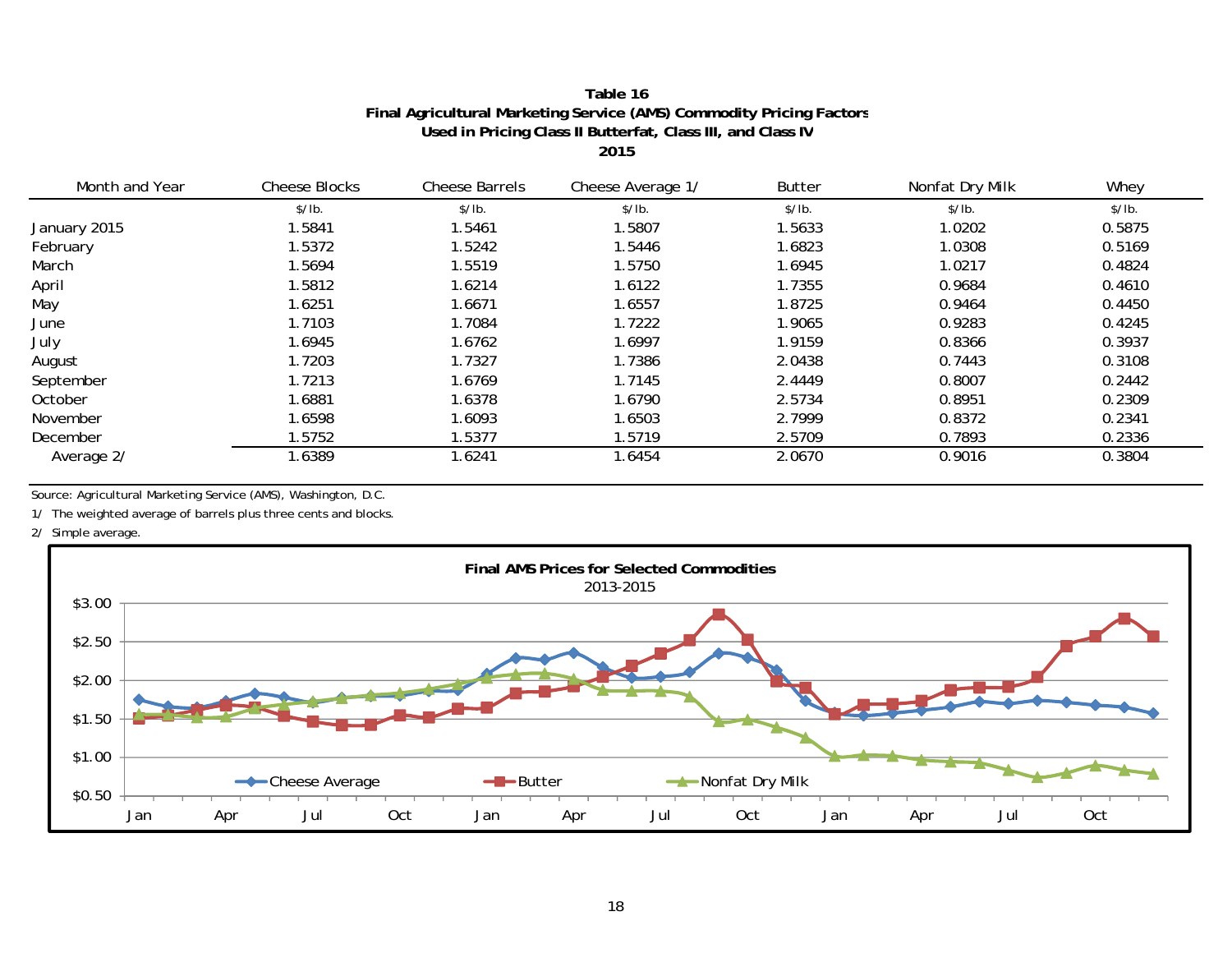**Table 16**
**Final Agricultural Marketing Service (AMS) Commodity Pricing Factors**
**Used in Pricing Class II Butterfat, Class III, and Class IV**
**2015**

| Month and Year | Cheese Blocks | Cheese Barrels | Cheese Average 1/ | Butter | Nonfat Dry Milk | Whey |
|---|---|---|---|---|---|---|
| | $/lb. | $/lb. | $/lb. | $/lb. | $/lb. | $/lb. |
| January 2015 | 1.5841 | 1.5461 | 1.5807 | 1.5633 | 1.0202 | 0.5875 |
| February | 1.5372 | 1.5242 | 1.5446 | 1.6823 | 1.0308 | 0.5169 |
| March | 1.5694 | 1.5519 | 1.5750 | 1.6945 | 1.0217 | 0.4824 |
| April | 1.5812 | 1.6214 | 1.6122 | 1.7355 | 0.9684 | 0.4610 |
| May | 1.6251 | 1.6671 | 1.6557 | 1.8725 | 0.9464 | 0.4450 |
| June | 1.7103 | 1.7084 | 1.7222 | 1.9065 | 0.9283 | 0.4245 |
| July | 1.6945 | 1.6762 | 1.6997 | 1.9159 | 0.8366 | 0.3937 |
| August | 1.7203 | 1.7327 | 1.7386 | 2.0438 | 0.7443 | 0.3108 |
| September | 1.7213 | 1.6769 | 1.7145 | 2.4449 | 0.8007 | 0.2442 |
| October | 1.6881 | 1.6378 | 1.6790 | 2.5734 | 0.8951 | 0.2309 |
| November | 1.6598 | 1.6093 | 1.6503 | 2.7999 | 0.8372 | 0.2341 |
| December | 1.5752 | 1.5377 | 1.5719 | 2.5709 | 0.7893 | 0.2336 |
| Average 2/ | 1.6389 | 1.6241 | 1.6454 | 2.0670 | 0.9016 | 0.3804 |

Source: Agricultural Marketing Service (AMS), Washington, D.C.

1/ The weighted average of barrels plus three cents and blocks.

2/ Simple average.

**Final AMS Prices for Selected Commodities**
2013-2015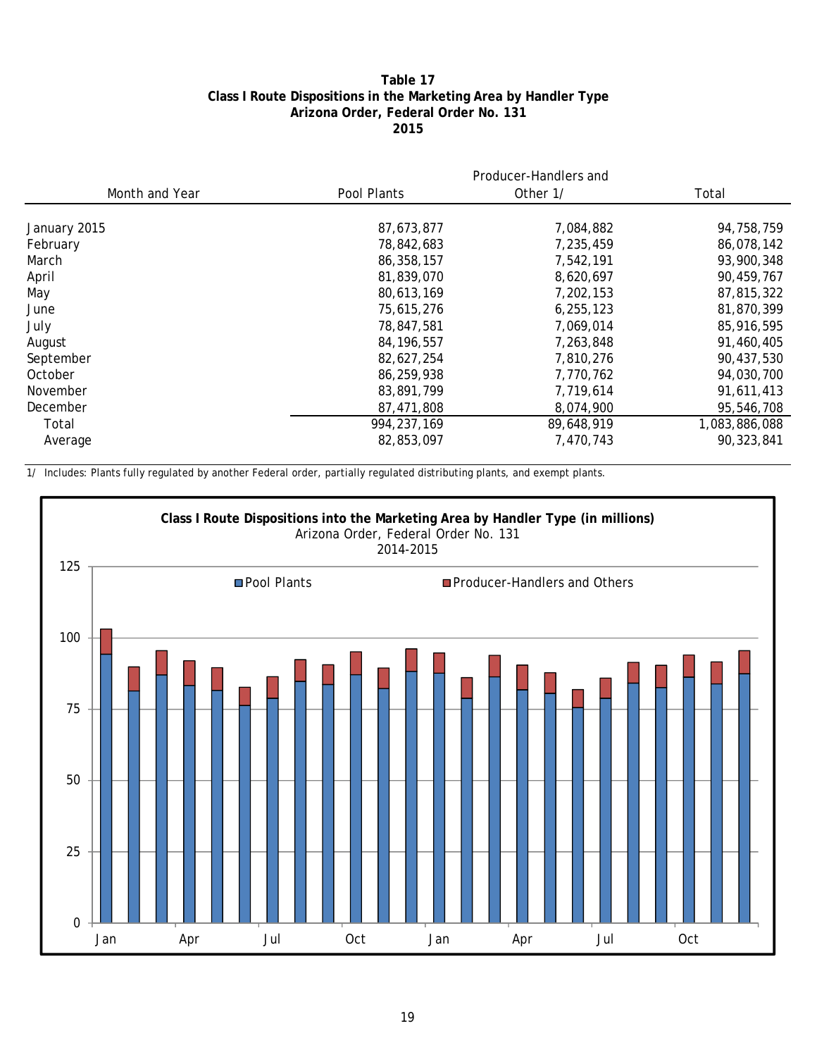**Table 17**
**Class I Route Dispositions in the Marketing Area by Handler Type**
**Arizona Order, Federal Order No. 131**
**2015**

| Month and Year | Pool Plants | Producer-Handlers and Other 1/ | Total |
|---|---|---|---|
| January 2015 | 87,673,877 | 7,084,882 | 94,758,759 |
| February | 78,842,683 | 7,235,459 | 86,078,142 |
| March | 86,358,157 | 7,542,191 | 93,900,348 |
| April | 81,839,070 | 8,620,697 | 90,459,767 |
| May | 80,613,169 | 7,202,153 | 87,815,322 |
| June | 75,615,276 | 6,255,123 | 81,870,399 |
| July | 78,847,581 | 7,069,014 | 85,916,595 |
| August | 84,196,557 | 7,263,848 | 91,460,405 |
| September | 82,627,254 | 7,810,276 | 90,437,530 |
| October | 86,259,938 | 7,770,762 | 94,030,700 |
| November | 83,891,799 | 7,719,614 | 91,611,413 |
| December | 87,471,808 | 8,074,900 | 95,546,708 |
| Total | 994,237,169 | 89,648,919 | 1,083,886,088 |
| Average | 82,853,097 | 7,470,743 | 90,323,841 |

1/ Includes: Plants fully regulated by another Federal order, partially regulated distributing plants, and exempt plants.

**Class I Route Dispositions into the Marketing Area by Handler Type (in millions)**
Arizona Order, Federal Order No. 131
2014-2015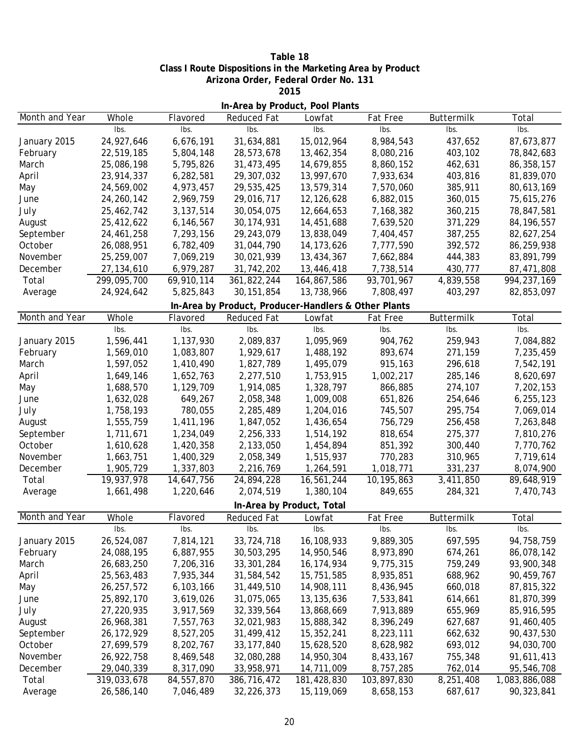**Table 18**
**Class I Route Dispositions in the Marketing Area by Product**
**Arizona Order, Federal Order No. 131**
**2015**

**In-Area by Product, Pool Plants**

| Month and Year | Whole | Flavored | Reduced Fat | Lowfat | Fat Free | Buttermilk | Total |
|---|---|---|---|---|---|---|---|
| | lbs. | lbs. | lbs. | lbs. | lbs. | lbs. | lbs. |
| January 2015 | 24,927,646 | 6,676,191 | 31,634,881 | 15,012,964 | 8,984,543 | 437,652 | 87,673,877 |
| February | 22,519,185 | 5,804,148 | 28,573,678 | 13,462,354 | 8,080,216 | 403,102 | 78,842,683 |
| March | 25,086,198 | 5,795,826 | 31,473,495 | 14,679,855 | 8,860,152 | 462,631 | 86,358,157 |
| April | 23,914,337 | 6,282,581 | 29,307,032 | 13,997,670 | 7,933,634 | 403,816 | 81,839,070 |
| May | 24,569,002 | 4,973,457 | 29,535,425 | 13,579,314 | 7,570,060 | 385,911 | 80,613,169 |
| June | 24,260,142 | 2,969,759 | 29,016,717 | 12,126,628 | 6,882,015 | 360,015 | 75,615,276 |
| July | 25,462,742 | 3,137,514 | 30,054,075 | 12,664,653 | 7,168,382 | 360,215 | 78,847,581 |
| August | 25,412,622 | 6,146,567 | 30,174,931 | 14,451,688 | 7,639,520 | 371,229 | 84,196,557 |
| September | 24,461,258 | 7,293,156 | 29,243,079 | 13,838,049 | 7,404,457 | 387,255 | 82,627,254 |
| October | 26,088,951 | 6,782,409 | 31,044,790 | 14,173,626 | 7,777,590 | 392,572 | 86,259,938 |
| November | 25,259,007 | 7,069,219 | 30,021,939 | 13,434,367 | 7,662,884 | 444,383 | 83,891,799 |
| December | 27,134,610 | 6,979,287 | 31,742,202 | 13,446,418 | 7,738,514 | 430,777 | 87,471,808 |
| Total | 299,095,700 | 69,910,114 | 361,822,244 | 164,867,586 | 93,701,967 | 4,839,558 | 994,237,169 |
| Average | 24,924,642 | 5,825,843 | 30,151,854 | 13,738,966 | 7,808,497 | 403,297 | 82,853,097 |

**In-Area by Product, Producer-Handlers & Other Plants**

| Month and Year | Whole | Flavored | Reduced Fat | Lowfat | Fat Free | Buttermilk | Total |
|---|---|---|---|---|---|---|---|
| | lbs. | lbs. | lbs. | lbs. | lbs. | lbs. | lbs. |
| January 2015 | 1,596,441 | 1,137,930 | 2,089,837 | 1,095,969 | 904,762 | 259,943 | 7,084,882 |
| February | 1,569,010 | 1,083,807 | 1,929,617 | 1,488,192 | 893,674 | 271,159 | 7,235,459 |
| March | 1,597,052 | 1,410,490 | 1,827,789 | 1,495,079 | 915,163 | 296,618 | 7,542,191 |
| April | 1,649,146 | 1,652,763 | 2,277,510 | 1,753,915 | 1,002,217 | 285,146 | 8,620,697 |
| May | 1,688,570 | 1,129,709 | 1,914,085 | 1,328,797 | 866,885 | 274,107 | 7,202,153 |
| June | 1,632,028 | 649,267 | 2,058,348 | 1,009,008 | 651,826 | 254,646 | 6,255,123 |
| July | 1,758,193 | 780,055 | 2,285,489 | 1,204,016 | 745,507 | 295,754 | 7,069,014 |
| August | 1,555,759 | 1,411,196 | 1,847,052 | 1,436,654 | 756,729 | 256,458 | 7,263,848 |
| September | 1,711,671 | 1,234,049 | 2,256,333 | 1,514,192 | 818,654 | 275,377 | 7,810,276 |
| October | 1,610,628 | 1,420,358 | 2,133,050 | 1,454,894 | 851,392 | 300,440 | 7,770,762 |
| November | 1,663,751 | 1,400,329 | 2,058,349 | 1,515,937 | 770,283 | 310,965 | 7,719,614 |
| December | 1,905,729 | 1,337,803 | 2,216,769 | 1,264,591 | 1,018,771 | 331,237 | 8,074,900 |
| Total | 19,937,978 | 14,647,756 | 24,894,228 | 16,561,244 | 10,195,863 | 3,411,850 | 89,648,919 |
| Average | 1,661,498 | 1,220,646 | 2,074,519 | 1,380,104 | 849,655 | 284,321 | 7,470,743 |

**In-Area by Product, Total**

| Month and Year | Whole | Flavored | Reduced Fat | Lowfat | Fat Free | Buttermilk | Total |
|---|---|---|---|---|---|---|---|
| | lbs. | lbs. | lbs. | lbs. | lbs. | lbs. | lbs. |
| January 2015 | 26,524,087 | 7,814,121 | 33,724,718 | 16,108,933 | 9,889,305 | 697,595 | 94,758,759 |
| February | 24,088,195 | 6,887,955 | 30,503,295 | 14,950,546 | 8,973,890 | 674,261 | 86,078,142 |
| March | 26,683,250 | 7,206,316 | 33,301,284 | 16,174,934 | 9,775,315 | 759,249 | 93,900,348 |
| April | 25,563,483 | 7,935,344 | 31,584,542 | 15,751,585 | 8,935,851 | 688,962 | 90,459,767 |
| May | 26,257,572 | 6,103,166 | 31,449,510 | 14,908,111 | 8,436,945 | 660,018 | 87,815,322 |
| June | 25,892,170 | 3,619,026 | 31,075,065 | 13,135,636 | 7,533,841 | 614,661 | 81,870,399 |
| July | 27,220,935 | 3,917,569 | 32,339,564 | 13,868,669 | 7,913,889 | 655,969 | 85,916,595 |
| August | 26,968,381 | 7,557,763 | 32,021,983 | 15,888,342 | 8,396,249 | 627,687 | 91,460,405 |
| September | 26,172,929 | 8,527,205 | 31,499,412 | 15,352,241 | 8,223,111 | 662,632 | 90,437,530 |
| October | 27,699,579 | 8,202,767 | 33,177,840 | 15,628,520 | 8,628,982 | 693,012 | 94,030,700 |
| November | 26,922,758 | 8,469,548 | 32,080,288 | 14,950,304 | 8,433,167 | 755,348 | 91,611,413 |
| December | 29,040,339 | 8,317,090 | 33,958,971 | 14,711,009 | 8,757,285 | 762,014 | 95,546,708 |
| Total | 319,033,678 | 84,557,870 | 386,716,472 | 181,428,830 | 103,897,830 | 8,251,408 | 1,083,886,088 |
| Average | 26,586,140 | 7,046,489 | 32,226,373 | 15,119,069 | 8,658,153 | 687,617 | 90,323,841 |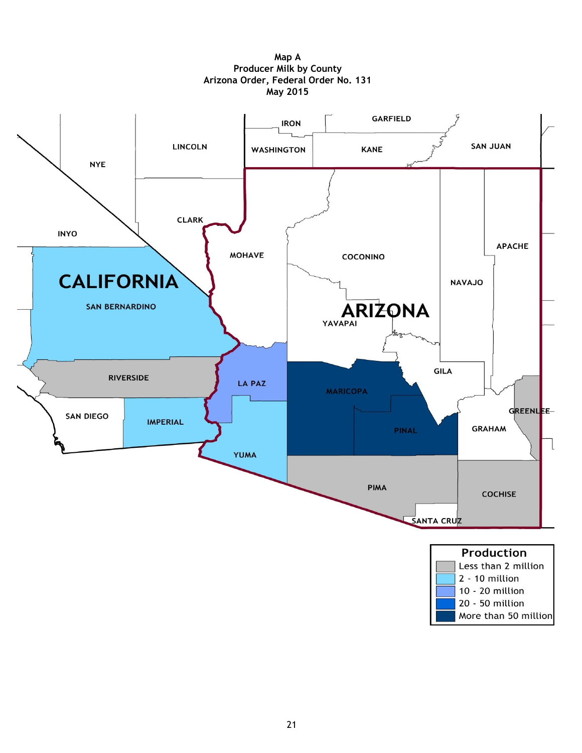# Map A
## Producer Milk by County
## Arizona Order, Federal Order No. 131
## May 2015

NYE | LINCOLN | IRON | GARFIELD | WASHINGTON | KANE | SAN JUAN | CLARK | INYO | MOHAVE | COCONINO | APACHE | NAVAJO | CALIFORNIA | SAN BERNARDINO | ARIZONA | YAVAPAI | GILA | RIVERSIDE | LA PAZ | MARICOPA | GREENLEE | SAN DIEGO | IMPERIAL | PINAL | GRAHAM | YUMA | PIMA | COCHISE | SANTA CRUZ

**Production**

- Less than 2 million
- 2 - 10 million
- 10 - 20 million
- 20 - 50 million
- More than 50 million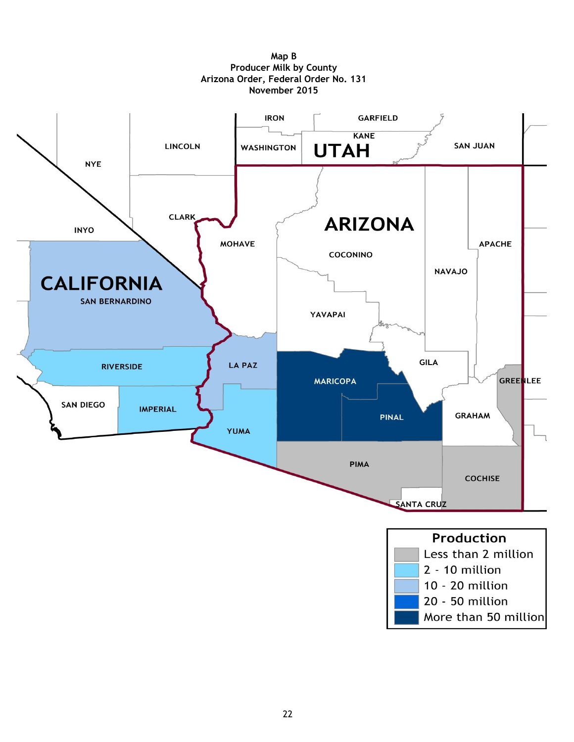Map B
Producer Milk by County
Arizona Order, Federal Order No. 131
November 2015

IRON
GARFIELD
KANE
WASHINGTON
UTAH
SAN JUAN
LINCOLN
NYE
CLARK
INYO
ARIZONA
MOHAVE
COCONINO
APACHE
NAVAJO
CALIFORNIA
SAN BERNARDINO
YAVAPAI
GILA
LA PAZ
RIVERSIDE
MARICOPA
GREENLEE
SAN DIEGO
IMPERIAL
PINAL
GRAHAM
YUMA
PIMA
COCHISE
SANTA CRUZ

Production
Less than 2 million
2 - 10 million
10 - 20 million
20 - 50 million
More than 50 million